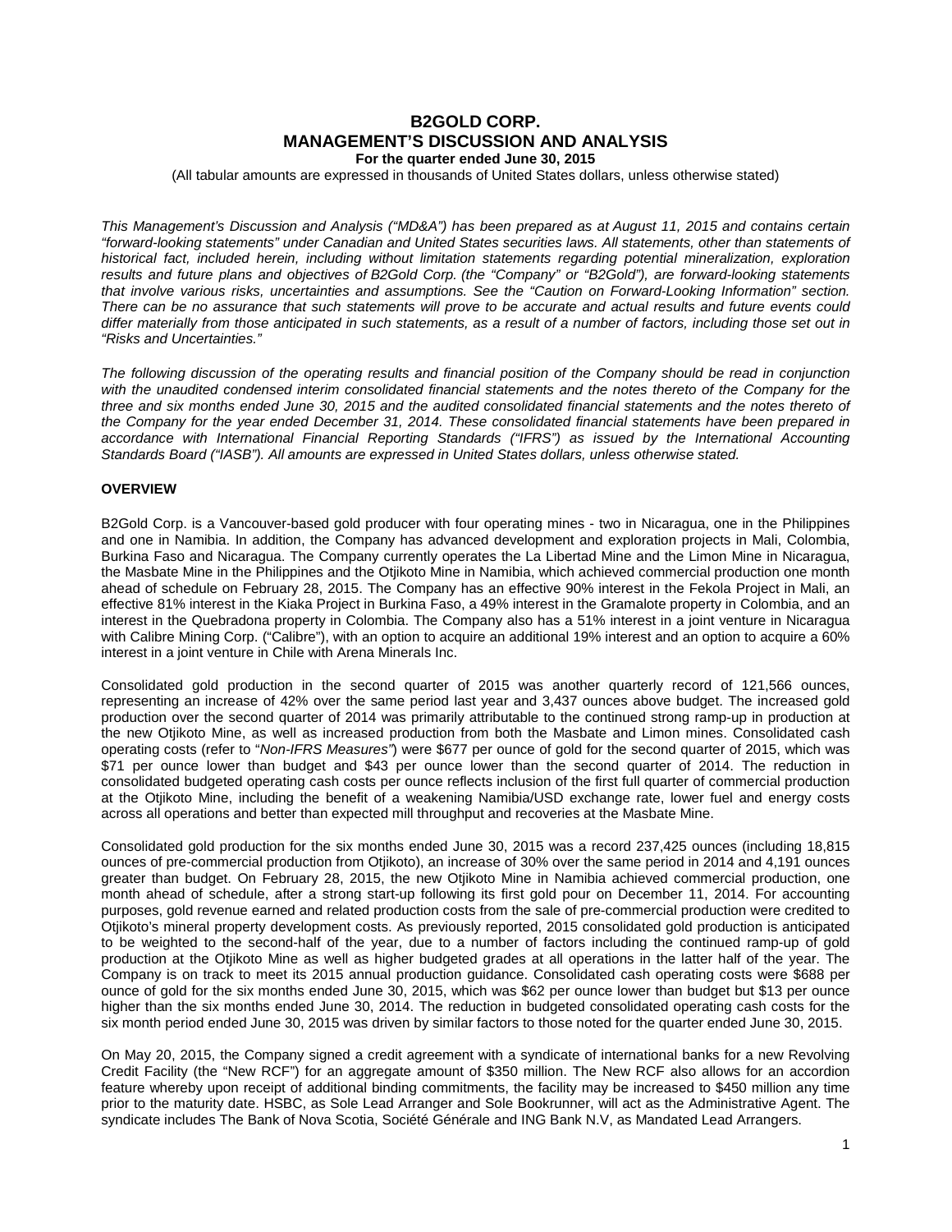# B2GOLD CORP.
# MANAGEMENT'S DISCUSSION AND ANALYSIS
**For the quarter ended June 30, 2015**

(All tabular amounts are expressed in thousands of United States dollars, unless otherwise stated)

*This Management's Discussion and Analysis ("MD&A") has been prepared as at August 11, 2015 and contains certain "forward-looking statements" under Canadian and United States securities laws. All statements, other than statements of historical fact, included herein, including without limitation statements regarding potential mineralization, exploration results and future plans and objectives of B2Gold Corp. (the "Company" or "B2Gold"), are forward-looking statements that involve various risks, uncertainties and assumptions. See the "Caution on Forward-Looking Information" section. There can be no assurance that such statements will prove to be accurate and actual results and future events could differ materially from those anticipated in such statements, as a result of a number of factors, including those set out in "Risks and Uncertainties."*

*The following discussion of the operating results and financial position of the Company should be read in conjunction with the unaudited condensed interim consolidated financial statements and the notes thereto of the Company for the three and six months ended June 30, 2015 and the audited consolidated financial statements and the notes thereto of the Company for the year ended December 31, 2014. These consolidated financial statements have been prepared in accordance with International Financial Reporting Standards ("IFRS") as issued by the International Accounting Standards Board ("IASB"). All amounts are expressed in United States dollars, unless otherwise stated.*

## OVERVIEW

B2Gold Corp. is a Vancouver-based gold producer with four operating mines - two in Nicaragua, one in the Philippines and one in Namibia. In addition, the Company has advanced development and exploration projects in Mali, Colombia, Burkina Faso and Nicaragua. The Company currently operates the La Libertad Mine and the Limon Mine in Nicaragua, the Masbate Mine in the Philippines and the Otjikoto Mine in Namibia, which achieved commercial production one month ahead of schedule on February 28, 2015. The Company has an effective 90% interest in the Fekola Project in Mali, an effective 81% interest in the Kiaka Project in Burkina Faso, a 49% interest in the Gramalote property in Colombia, and an interest in the Quebradona property in Colombia. The Company also has a 51% interest in a joint venture in Nicaragua with Calibre Mining Corp. ("Calibre"), with an option to acquire an additional 19% interest and an option to acquire a 60% interest in a joint venture in Chile with Arena Minerals Inc.

Consolidated gold production in the second quarter of 2015 was another quarterly record of 121,566 ounces, representing an increase of 42% over the same period last year and 3,437 ounces above budget. The increased gold production over the second quarter of 2014 was primarily attributable to the continued strong ramp-up in production at the new Otjikoto Mine, as well as increased production from both the Masbate and Limon mines. Consolidated cash operating costs (refer to "*Non-IFRS Measures*") were $677 per ounce of gold for the second quarter of 2015, which was $71 per ounce lower than budget and $43 per ounce lower than the second quarter of 2014. The reduction in consolidated budgeted operating cash costs per ounce reflects inclusion of the first full quarter of commercial production at the Otjikoto Mine, including the benefit of a weakening Namibia/USD exchange rate, lower fuel and energy costs across all operations and better than expected mill throughput and recoveries at the Masbate Mine.

Consolidated gold production for the six months ended June 30, 2015 was a record 237,425 ounces (including 18,815 ounces of pre-commercial production from Otjikoto), an increase of 30% over the same period in 2014 and 4,191 ounces greater than budget. On February 28, 2015, the new Otjikoto Mine in Namibia achieved commercial production, one month ahead of schedule, after a strong start-up following its first gold pour on December 11, 2014. For accounting purposes, gold revenue earned and related production costs from the sale of pre-commercial production were credited to Otjikoto's mineral property development costs. As previously reported, 2015 consolidated gold production is anticipated to be weighted to the second-half of the year, due to a number of factors including the continued ramp-up of gold production at the Otjikoto Mine as well as higher budgeted grades at all operations in the latter half of the year. The Company is on track to meet its 2015 annual production guidance. Consolidated cash operating costs were $688 per ounce of gold for the six months ended June 30, 2015, which was $62 per ounce lower than budget but $13 per ounce higher than the six months ended June 30, 2014. The reduction in budgeted consolidated operating cash costs for the six month period ended June 30, 2015 was driven by similar factors to those noted for the quarter ended June 30, 2015.

On May 20, 2015, the Company signed a credit agreement with a syndicate of international banks for a new Revolving Credit Facility (the "New RCF") for an aggregate amount of $350 million. The New RCF also allows for an accordion feature whereby upon receipt of additional binding commitments, the facility may be increased to $450 million any time prior to the maturity date. HSBC, as Sole Lead Arranger and Sole Bookrunner, will act as the Administrative Agent. The syndicate includes The Bank of Nova Scotia, Société Générale and ING Bank N.V, as Mandated Lead Arrangers.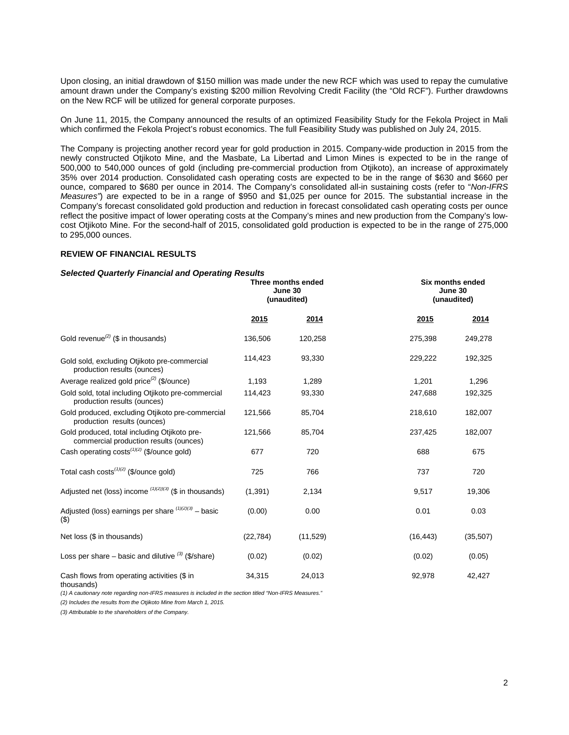Upon closing, an initial drawdown of $150 million was made under the new RCF which was used to repay the cumulative amount drawn under the Company's existing $200 million Revolving Credit Facility (the "Old RCF"). Further drawdowns on the New RCF will be utilized for general corporate purposes.

On June 11, 2015, the Company announced the results of an optimized Feasibility Study for the Fekola Project in Mali which confirmed the Fekola Project's robust economics. The full Feasibility Study was published on July 24, 2015.

The Company is projecting another record year for gold production in 2015. Company-wide production in 2015 from the newly constructed Otjikoto Mine, and the Masbate, La Libertad and Limon Mines is expected to be in the range of 500,000 to 540,000 ounces of gold (including pre-commercial production from Otjikoto), an increase of approximately 35% over 2014 production. Consolidated cash operating costs are expected to be in the range of $630 and $660 per ounce, compared to $680 per ounce in 2014. The Company's consolidated all-in sustaining costs (refer to "*Non-IFRS Measures*") are expected to be in a range of $950 and $1,025 per ounce for 2015. The substantial increase in the Company's forecast consolidated gold production and reduction in forecast consolidated cash operating costs per ounce reflect the positive impact of lower operating costs at the Company's mines and new production from the Company's low-cost Otjikoto Mine. For the second-half of 2015, consolidated gold production is expected to be in the range of 275,000 to 295,000 ounces.

## REVIEW OF FINANCIAL RESULTS

### *Selected Quarterly Financial and Operating Results*

| | Three months ended June 30 (unaudited) | | Six months ended June 30 (unaudited) | |
|---|---|---|---|---|
| | 2015 | 2014 | 2015 | 2014 |
| Gold revenue[(2)] ($ in thousands) | 136,506 | 120,258 | 275,398 | 249,278 |
| Gold sold, excluding Otjikoto pre-commercial production results (ounces) | 114,423 | 93,330 | 229,222 | 192,325 |
| Average realized gold price[(2)] ($/ounce) | 1,193 | 1,289 | 1,201 | 1,296 |
| Gold sold, total including Otjikoto pre-commercial production results (ounces) | 114,423 | 93,330 | 247,688 | 192,325 |
| Gold produced, excluding Otjikoto pre-commercial production results (ounces) | 121,566 | 85,704 | 218,610 | 182,007 |
| Gold produced, total including Otjikoto pre-commercial production results (ounces) | 121,566 | 85,704 | 237,425 | 182,007 |
| Cash operating costs[(1)(2)] ($/ounce gold) | 677 | 720 | 688 | 675 |
| Total cash costs[(1)(2)] ($/ounce gold) | 725 | 766 | 737 | 720 |
| Adjusted net (loss) income [(1)(2)(3)] ($ in thousands) | (1,391) | 2,134 | 9,517 | 19,306 |
| Adjusted (loss) earnings per share [(1)(2)(3)] – basic ($) | (0.00) | 0.00 | 0.01 | 0.03 |
| Net loss ($ in thousands) | (22,784) | (11,529) | (16,443) | (35,507) |
| Loss per share – basic and dilutive [(3)] ($/share) | (0.02) | (0.02) | (0.02) | (0.05) |
| Cash flows from operating activities ($ in thousands) | 34,315 | 24,013 | 92,978 | 42,427 |

*(1) A cautionary note regarding non-IFRS measures is included in the section titled "Non-IFRS Measures."*

*(2) Includes the results from the Otjikoto Mine from March 1, 2015.*

*(3) Attributable to the shareholders of the Company.*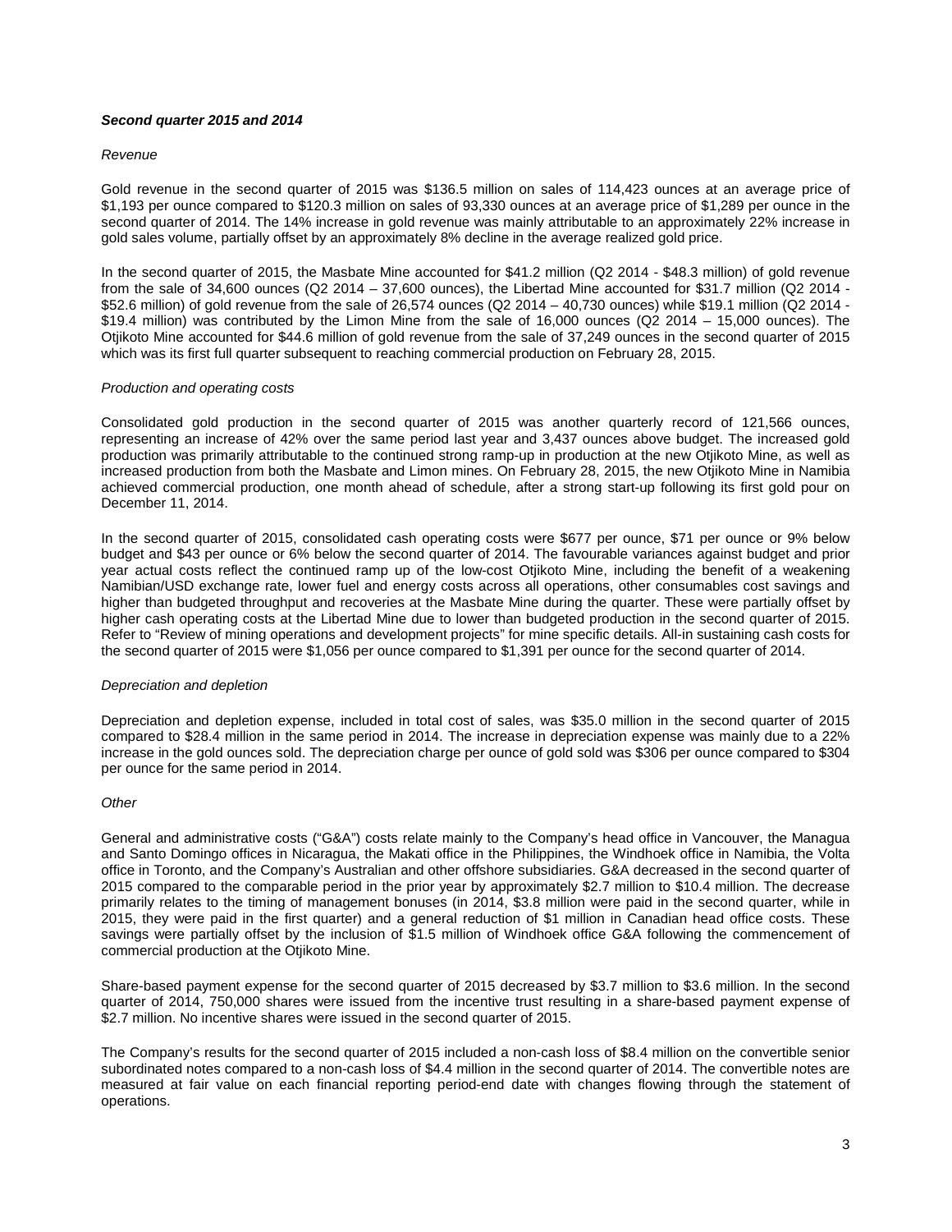***Second quarter 2015 and 2014***

*Revenue*

Gold revenue in the second quarter of 2015 was $136.5 million on sales of 114,423 ounces at an average price of $1,193 per ounce compared to $120.3 million on sales of 93,330 ounces at an average price of $1,289 per ounce in the second quarter of 2014. The 14% increase in gold revenue was mainly attributable to an approximately 22% increase in gold sales volume, partially offset by an approximately 8% decline in the average realized gold price.

In the second quarter of 2015, the Masbate Mine accounted for $41.2 million (Q2 2014 - $48.3 million) of gold revenue from the sale of 34,600 ounces (Q2 2014 – 37,600 ounces), the Libertad Mine accounted for $31.7 million (Q2 2014 - $52.6 million) of gold revenue from the sale of 26,574 ounces (Q2 2014 – 40,730 ounces) while $19.1 million (Q2 2014 - $19.4 million) was contributed by the Limon Mine from the sale of 16,000 ounces (Q2 2014 – 15,000 ounces). The Otjikoto Mine accounted for $44.6 million of gold revenue from the sale of 37,249 ounces in the second quarter of 2015 which was its first full quarter subsequent to reaching commercial production on February 28, 2015.

*Production and operating costs*

Consolidated gold production in the second quarter of 2015 was another quarterly record of 121,566 ounces, representing an increase of 42% over the same period last year and 3,437 ounces above budget. The increased gold production was primarily attributable to the continued strong ramp-up in production at the new Otjikoto Mine, as well as increased production from both the Masbate and Limon mines. On February 28, 2015, the new Otjikoto Mine in Namibia achieved commercial production, one month ahead of schedule, after a strong start-up following its first gold pour on December 11, 2014.

In the second quarter of 2015, consolidated cash operating costs were $677 per ounce, $71 per ounce or 9% below budget and $43 per ounce or 6% below the second quarter of 2014. The favourable variances against budget and prior year actual costs reflect the continued ramp up of the low-cost Otjikoto Mine, including the benefit of a weakening Namibian/USD exchange rate, lower fuel and energy costs across all operations, other consumables cost savings and higher than budgeted throughput and recoveries at the Masbate Mine during the quarter. These were partially offset by higher cash operating costs at the Libertad Mine due to lower than budgeted production in the second quarter of 2015. Refer to "Review of mining operations and development projects" for mine specific details. All-in sustaining cash costs for the second quarter of 2015 were $1,056 per ounce compared to $1,391 per ounce for the second quarter of 2014.

*Depreciation and depletion*

Depreciation and depletion expense, included in total cost of sales, was $35.0 million in the second quarter of 2015 compared to $28.4 million in the same period in 2014. The increase in depreciation expense was mainly due to a 22% increase in the gold ounces sold. The depreciation charge per ounce of gold sold was $306 per ounce compared to $304 per ounce for the same period in 2014.

*Other*

General and administrative costs ("G&A") costs relate mainly to the Company's head office in Vancouver, the Managua and Santo Domingo offices in Nicaragua, the Makati office in the Philippines, the Windhoek office in Namibia, the Volta office in Toronto, and the Company's Australian and other offshore subsidiaries. G&A decreased in the second quarter of 2015 compared to the comparable period in the prior year by approximately $2.7 million to $10.4 million. The decrease primarily relates to the timing of management bonuses (in 2014, $3.8 million were paid in the second quarter, while in 2015, they were paid in the first quarter) and a general reduction of $1 million in Canadian head office costs. These savings were partially offset by the inclusion of $1.5 million of Windhoek office G&A following the commencement of commercial production at the Otjikoto Mine.

Share-based payment expense for the second quarter of 2015 decreased by $3.7 million to $3.6 million. In the second quarter of 2014, 750,000 shares were issued from the incentive trust resulting in a share-based payment expense of $2.7 million. No incentive shares were issued in the second quarter of 2015.

The Company's results for the second quarter of 2015 included a non-cash loss of $8.4 million on the convertible senior subordinated notes compared to a non-cash loss of $4.4 million in the second quarter of 2014. The convertible notes are measured at fair value on each financial reporting period-end date with changes flowing through the statement of operations.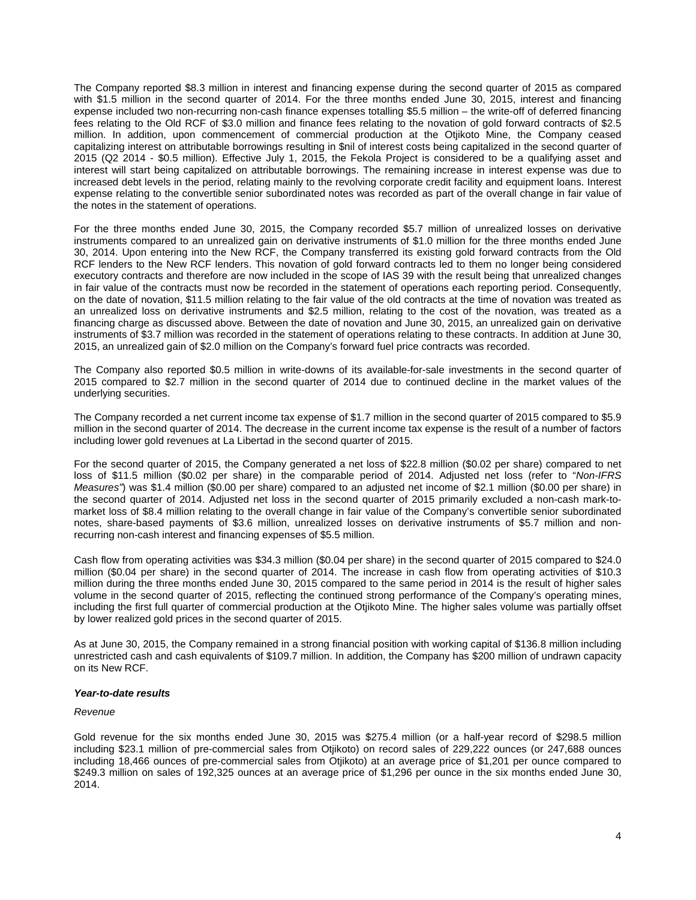The Company reported $8.3 million in interest and financing expense during the second quarter of 2015 as compared with $1.5 million in the second quarter of 2014. For the three months ended June 30, 2015, interest and financing expense included two non-recurring non-cash finance expenses totalling $5.5 million – the write-off of deferred financing fees relating to the Old RCF of $3.0 million and finance fees relating to the novation of gold forward contracts of $2.5 million. In addition, upon commencement of commercial production at the Otjikoto Mine, the Company ceased capitalizing interest on attributable borrowings resulting in $nil of interest costs being capitalized in the second quarter of 2015 (Q2 2014 - $0.5 million). Effective July 1, 2015, the Fekola Project is considered to be a qualifying asset and interest will start being capitalized on attributable borrowings. The remaining increase in interest expense was due to increased debt levels in the period, relating mainly to the revolving corporate credit facility and equipment loans. Interest expense relating to the convertible senior subordinated notes was recorded as part of the overall change in fair value of the notes in the statement of operations.

For the three months ended June 30, 2015, the Company recorded $5.7 million of unrealized losses on derivative instruments compared to an unrealized gain on derivative instruments of $1.0 million for the three months ended June 30, 2014. Upon entering into the New RCF, the Company transferred its existing gold forward contracts from the Old RCF lenders to the New RCF lenders. This novation of gold forward contracts led to them no longer being considered executory contracts and therefore are now included in the scope of IAS 39 with the result being that unrealized changes in fair value of the contracts must now be recorded in the statement of operations each reporting period. Consequently, on the date of novation, $11.5 million relating to the fair value of the old contracts at the time of novation was treated as an unrealized loss on derivative instruments and $2.5 million, relating to the cost of the novation, was treated as a financing charge as discussed above. Between the date of novation and June 30, 2015, an unrealized gain on derivative instruments of $3.7 million was recorded in the statement of operations relating to these contracts. In addition at June 30, 2015, an unrealized gain of $2.0 million on the Company's forward fuel price contracts was recorded.

The Company also reported $0.5 million in write-downs of its available-for-sale investments in the second quarter of 2015 compared to $2.7 million in the second quarter of 2014 due to continued decline in the market values of the underlying securities.

The Company recorded a net current income tax expense of $1.7 million in the second quarter of 2015 compared to $5.9 million in the second quarter of 2014. The decrease in the current income tax expense is the result of a number of factors including lower gold revenues at La Libertad in the second quarter of 2015.

For the second quarter of 2015, the Company generated a net loss of $22.8 million ($0.02 per share) compared to net loss of $11.5 million ($0.02 per share) in the comparable period of 2014. Adjusted net loss (refer to "*Non-IFRS Measures"*) was $1.4 million ($0.00 per share) compared to an adjusted net income of $2.1 million ($0.00 per share) in the second quarter of 2014. Adjusted net loss in the second quarter of 2015 primarily excluded a non-cash mark-to-market loss of $8.4 million relating to the overall change in fair value of the Company's convertible senior subordinated notes, share-based payments of $3.6 million, unrealized losses on derivative instruments of $5.7 million and non-recurring non-cash interest and financing expenses of $5.5 million.

Cash flow from operating activities was $34.3 million ($0.04 per share) in the second quarter of 2015 compared to $24.0 million ($0.04 per share) in the second quarter of 2014. The increase in cash flow from operating activities of $10.3 million during the three months ended June 30, 2015 compared to the same period in 2014 is the result of higher sales volume in the second quarter of 2015, reflecting the continued strong performance of the Company's operating mines, including the first full quarter of commercial production at the Otjikoto Mine. The higher sales volume was partially offset by lower realized gold prices in the second quarter of 2015.

As at June 30, 2015, the Company remained in a strong financial position with working capital of $136.8 million including unrestricted cash and cash equivalents of $109.7 million. In addition, the Company has $200 million of undrawn capacity on its New RCF.

***Year-to-date results***

*Revenue*

Gold revenue for the six months ended June 30, 2015 was $275.4 million (or a half-year record of $298.5 million including $23.1 million of pre-commercial sales from Otjikoto) on record sales of 229,222 ounces (or 247,688 ounces including 18,466 ounces of pre-commercial sales from Otjikoto) at an average price of $1,201 per ounce compared to $249.3 million on sales of 192,325 ounces at an average price of $1,296 per ounce in the six months ended June 30, 2014.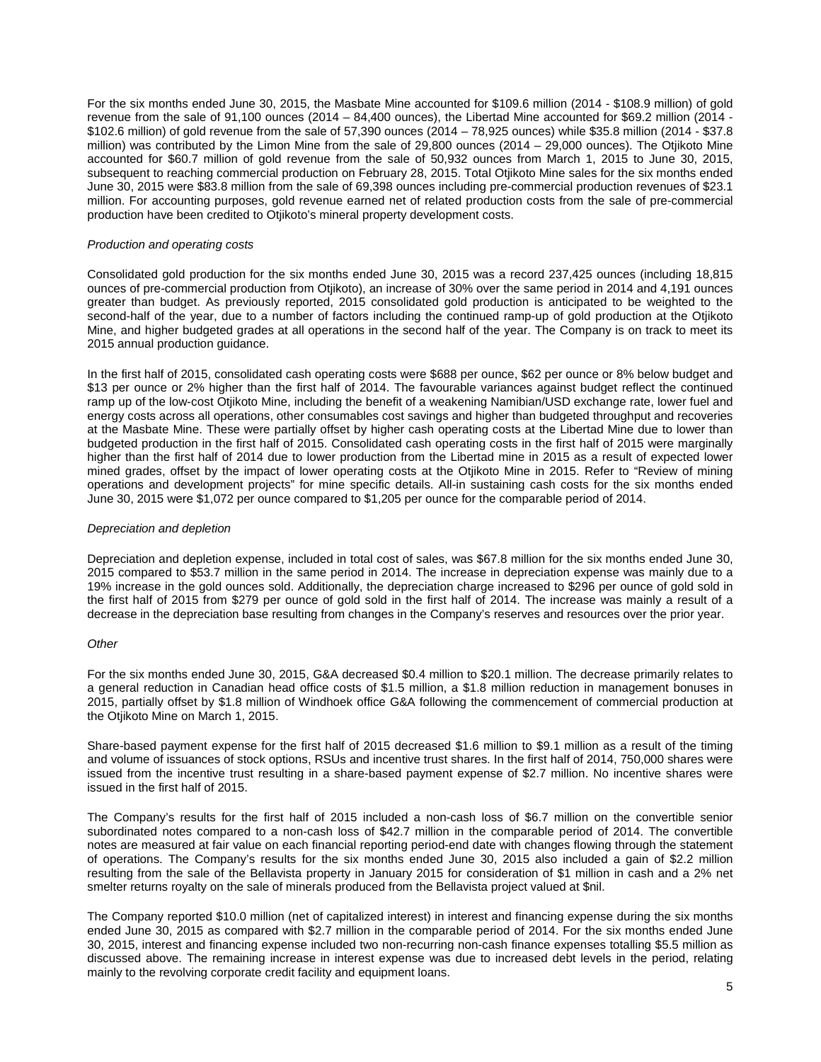For the six months ended June 30, 2015, the Masbate Mine accounted for $109.6 million (2014 - $108.9 million) of gold revenue from the sale of 91,100 ounces (2014 – 84,400 ounces), the Libertad Mine accounted for $69.2 million (2014 - $102.6 million) of gold revenue from the sale of 57,390 ounces (2014 – 78,925 ounces) while $35.8 million (2014 - $37.8 million) was contributed by the Limon Mine from the sale of 29,800 ounces (2014 – 29,000 ounces). The Otjikoto Mine accounted for $60.7 million of gold revenue from the sale of 50,932 ounces from March 1, 2015 to June 30, 2015, subsequent to reaching commercial production on February 28, 2015. Total Otjikoto Mine sales for the six months ended June 30, 2015 were $83.8 million from the sale of 69,398 ounces including pre-commercial production revenues of $23.1 million. For accounting purposes, gold revenue earned net of related production costs from the sale of pre-commercial production have been credited to Otjikoto's mineral property development costs.

*Production and operating costs*

Consolidated gold production for the six months ended June 30, 2015 was a record 237,425 ounces (including 18,815 ounces of pre-commercial production from Otjikoto), an increase of 30% over the same period in 2014 and 4,191 ounces greater than budget. As previously reported, 2015 consolidated gold production is anticipated to be weighted to the second-half of the year, due to a number of factors including the continued ramp-up of gold production at the Otjikoto Mine, and higher budgeted grades at all operations in the second half of the year. The Company is on track to meet its 2015 annual production guidance.

In the first half of 2015, consolidated cash operating costs were $688 per ounce, $62 per ounce or 8% below budget and $13 per ounce or 2% higher than the first half of 2014. The favourable variances against budget reflect the continued ramp up of the low-cost Otjikoto Mine, including the benefit of a weakening Namibian/USD exchange rate, lower fuel and energy costs across all operations, other consumables cost savings and higher than budgeted throughput and recoveries at the Masbate Mine. These were partially offset by higher cash operating costs at the Libertad Mine due to lower than budgeted production in the first half of 2015. Consolidated cash operating costs in the first half of 2015 were marginally higher than the first half of 2014 due to lower production from the Libertad mine in 2015 as a result of expected lower mined grades, offset by the impact of lower operating costs at the Otjikoto Mine in 2015. Refer to "Review of mining operations and development projects" for mine specific details. All-in sustaining cash costs for the six months ended June 30, 2015 were $1,072 per ounce compared to $1,205 per ounce for the comparable period of 2014.

*Depreciation and depletion*

Depreciation and depletion expense, included in total cost of sales, was $67.8 million for the six months ended June 30, 2015 compared to $53.7 million in the same period in 2014. The increase in depreciation expense was mainly due to a 19% increase in the gold ounces sold. Additionally, the depreciation charge increased to $296 per ounce of gold sold in the first half of 2015 from $279 per ounce of gold sold in the first half of 2014. The increase was mainly a result of a decrease in the depreciation base resulting from changes in the Company's reserves and resources over the prior year.

*Other*

For the six months ended June 30, 2015, G&A decreased $0.4 million to $20.1 million. The decrease primarily relates to a general reduction in Canadian head office costs of $1.5 million, a $1.8 million reduction in management bonuses in 2015, partially offset by $1.8 million of Windhoek office G&A following the commencement of commercial production at the Otjikoto Mine on March 1, 2015.

Share-based payment expense for the first half of 2015 decreased $1.6 million to $9.1 million as a result of the timing and volume of issuances of stock options, RSUs and incentive trust shares. In the first half of 2014, 750,000 shares were issued from the incentive trust resulting in a share-based payment expense of $2.7 million. No incentive shares were issued in the first half of 2015.

The Company's results for the first half of 2015 included a non-cash loss of $6.7 million on the convertible senior subordinated notes compared to a non-cash loss of $42.7 million in the comparable period of 2014. The convertible notes are measured at fair value on each financial reporting period-end date with changes flowing through the statement of operations. The Company's results for the six months ended June 30, 2015 also included a gain of $2.2 million resulting from the sale of the Bellavista property in January 2015 for consideration of $1 million in cash and a 2% net smelter returns royalty on the sale of minerals produced from the Bellavista project valued at $nil.

The Company reported $10.0 million (net of capitalized interest) in interest and financing expense during the six months ended June 30, 2015 as compared with $2.7 million in the comparable period of 2014. For the six months ended June 30, 2015, interest and financing expense included two non-recurring non-cash finance expenses totalling $5.5 million as discussed above. The remaining increase in interest expense was due to increased debt levels in the period, relating mainly to the revolving corporate credit facility and equipment loans.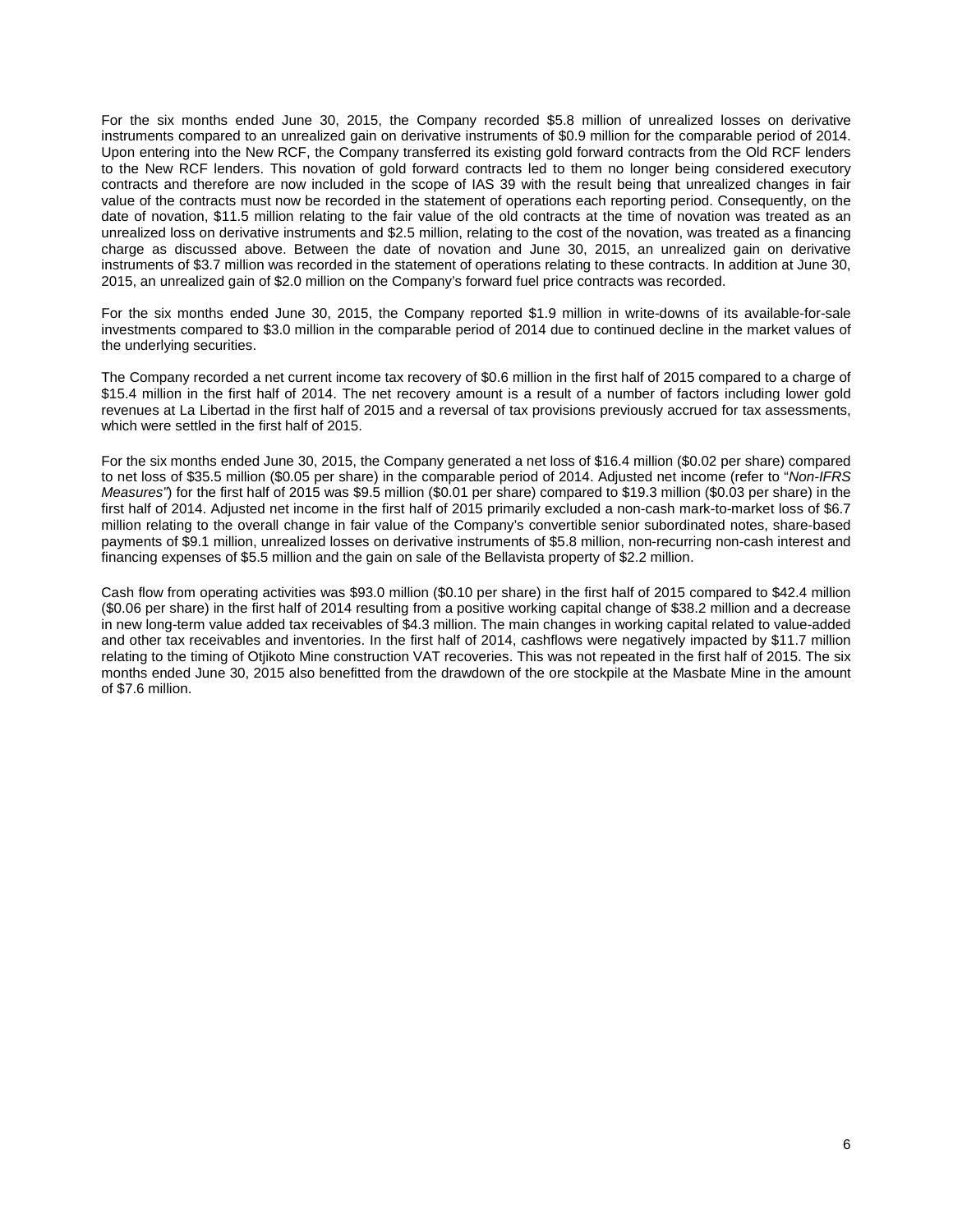For the six months ended June 30, 2015, the Company recorded $5.8 million of unrealized losses on derivative instruments compared to an unrealized gain on derivative instruments of $0.9 million for the comparable period of 2014. Upon entering into the New RCF, the Company transferred its existing gold forward contracts from the Old RCF lenders to the New RCF lenders. This novation of gold forward contracts led to them no longer being considered executory contracts and therefore are now included in the scope of IAS 39 with the result being that unrealized changes in fair value of the contracts must now be recorded in the statement of operations each reporting period. Consequently, on the date of novation, $11.5 million relating to the fair value of the old contracts at the time of novation was treated as an unrealized loss on derivative instruments and $2.5 million, relating to the cost of the novation, was treated as a financing charge as discussed above. Between the date of novation and June 30, 2015, an unrealized gain on derivative instruments of $3.7 million was recorded in the statement of operations relating to these contracts. In addition at June 30, 2015, an unrealized gain of $2.0 million on the Company's forward fuel price contracts was recorded.

For the six months ended June 30, 2015, the Company reported $1.9 million in write-downs of its available-for-sale investments compared to $3.0 million in the comparable period of 2014 due to continued decline in the market values of the underlying securities.

The Company recorded a net current income tax recovery of $0.6 million in the first half of 2015 compared to a charge of $15.4 million in the first half of 2014. The net recovery amount is a result of a number of factors including lower gold revenues at La Libertad in the first half of 2015 and a reversal of tax provisions previously accrued for tax assessments, which were settled in the first half of 2015.

For the six months ended June 30, 2015, the Company generated a net loss of $16.4 million ($0.02 per share) compared to net loss of $35.5 million ($0.05 per share) in the comparable period of 2014. Adjusted net income (refer to "*Non-IFRS Measures"*) for the first half of 2015 was $9.5 million ($0.01 per share) compared to $19.3 million ($0.03 per share) in the first half of 2014. Adjusted net income in the first half of 2015 primarily excluded a non-cash mark-to-market loss of $6.7 million relating to the overall change in fair value of the Company's convertible senior subordinated notes, share-based payments of $9.1 million, unrealized losses on derivative instruments of $5.8 million, non-recurring non-cash interest and financing expenses of $5.5 million and the gain on sale of the Bellavista property of $2.2 million.

Cash flow from operating activities was $93.0 million ($0.10 per share) in the first half of 2015 compared to $42.4 million ($0.06 per share) in the first half of 2014 resulting from a positive working capital change of $38.2 million and a decrease in new long-term value added tax receivables of $4.3 million. The main changes in working capital related to value-added and other tax receivables and inventories. In the first half of 2014, cashflows were negatively impacted by $11.7 million relating to the timing of Otjikoto Mine construction VAT recoveries. This was not repeated in the first half of 2015. The six months ended June 30, 2015 also benefitted from the drawdown of the ore stockpile at the Masbate Mine in the amount of $7.6 million.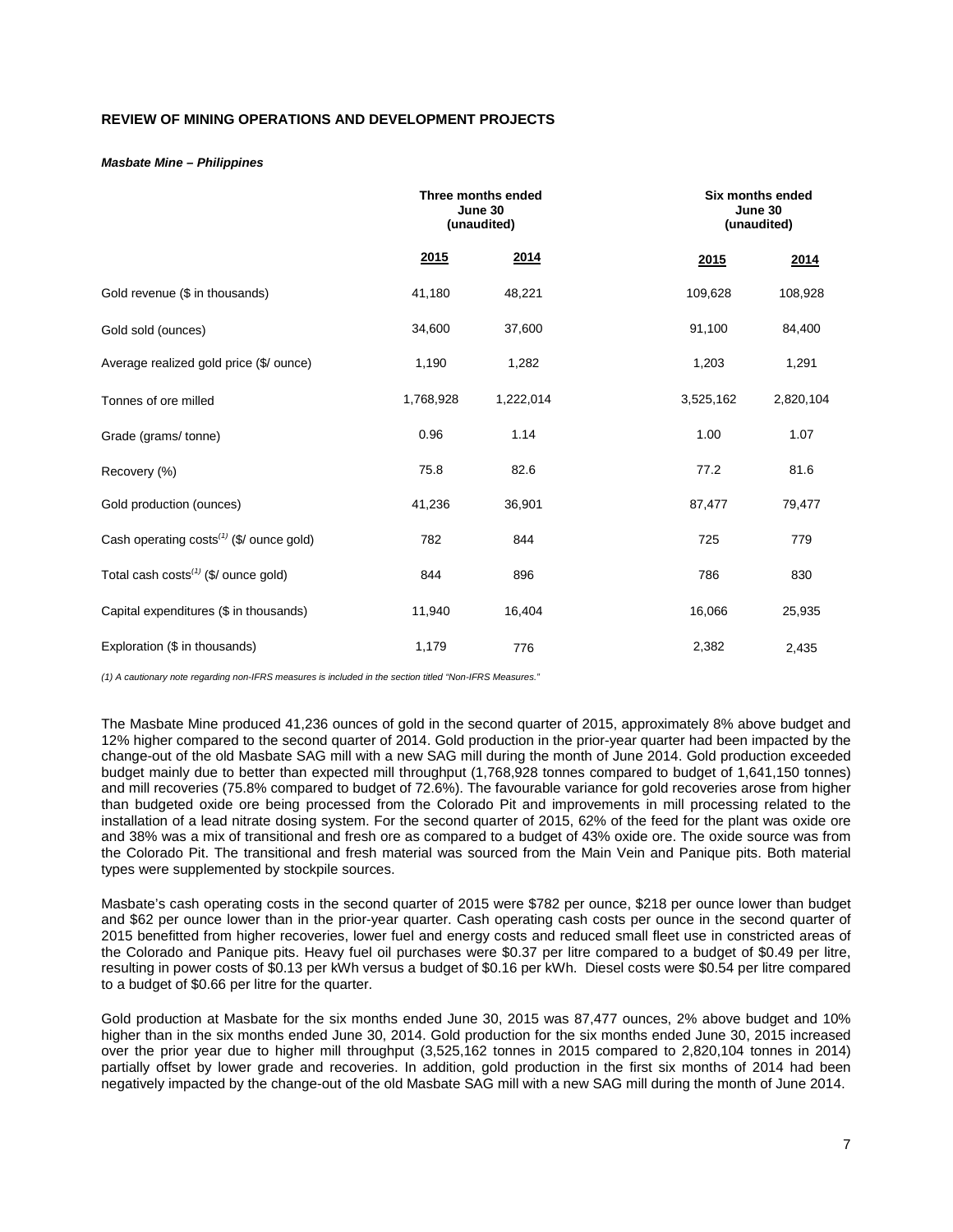## REVIEW OF MINING OPERATIONS AND DEVELOPMENT PROJECTS

***Masbate Mine – Philippines***

| | Three months ended June 30 (unaudited) | | Six months ended June 30 (unaudited) | |
|---|---|---|---|---|
| | **2015** | **2014** | **2015** | **2014** |
| Gold revenue ($ in thousands) | 41,180 | 48,221 | 109,628 | 108,928 |
| Gold sold (ounces) | 34,600 | 37,600 | 91,100 | 84,400 |
| Average realized gold price ($/ ounce) | 1,190 | 1,282 | 1,203 | 1,291 |
| Tonnes of ore milled | 1,768,928 | 1,222,014 | 3,525,162 | 2,820,104 |
| Grade (grams/ tonne) | 0.96 | 1.14 | 1.00 | 1.07 |
| Recovery (%) | 75.8 | 82.6 | 77.2 | 81.6 |
| Gold production (ounces) | 41,236 | 36,901 | 87,477 | 79,477 |
| Cash operating costs(1) ($/ ounce gold) | 782 | 844 | 725 | 779 |
| Total cash costs(1) ($/ ounce gold) | 844 | 896 | 786 | 830 |
| Capital expenditures ($ in thousands) | 11,940 | 16,404 | 16,066 | 25,935 |
| Exploration ($ in thousands) | 1,179 | 776 | 2,382 | 2,435 |

*(1) A cautionary note regarding non-IFRS measures is included in the section titled "Non-IFRS Measures."*

The Masbate Mine produced 41,236 ounces of gold in the second quarter of 2015, approximately 8% above budget and 12% higher compared to the second quarter of 2014. Gold production in the prior-year quarter had been impacted by the change-out of the old Masbate SAG mill with a new SAG mill during the month of June 2014. Gold production exceeded budget mainly due to better than expected mill throughput (1,768,928 tonnes compared to budget of 1,641,150 tonnes) and mill recoveries (75.8% compared to budget of 72.6%). The favourable variance for gold recoveries arose from higher than budgeted oxide ore being processed from the Colorado Pit and improvements in mill processing related to the installation of a lead nitrate dosing system. For the second quarter of 2015, 62% of the feed for the plant was oxide ore and 38% was a mix of transitional and fresh ore as compared to a budget of 43% oxide ore. The oxide source was from the Colorado Pit. The transitional and fresh material was sourced from the Main Vein and Panique pits. Both material types were supplemented by stockpile sources.

Masbate's cash operating costs in the second quarter of 2015 were $782 per ounce, $218 per ounce lower than budget and $62 per ounce lower than in the prior-year quarter. Cash operating cash costs per ounce in the second quarter of 2015 benefitted from higher recoveries, lower fuel and energy costs and reduced small fleet use in constricted areas of the Colorado and Panique pits. Heavy fuel oil purchases were $0.37 per litre compared to a budget of $0.49 per litre, resulting in power costs of $0.13 per kWh versus a budget of $0.16 per kWh. Diesel costs were $0.54 per litre compared to a budget of $0.66 per litre for the quarter.

Gold production at Masbate for the six months ended June 30, 2015 was 87,477 ounces, 2% above budget and 10% higher than in the six months ended June 30, 2014. Gold production for the six months ended June 30, 2015 increased over the prior year due to higher mill throughput (3,525,162 tonnes in 2015 compared to 2,820,104 tonnes in 2014) partially offset by lower grade and recoveries. In addition, gold production in the first six months of 2014 had been negatively impacted by the change-out of the old Masbate SAG mill with a new SAG mill during the month of June 2014.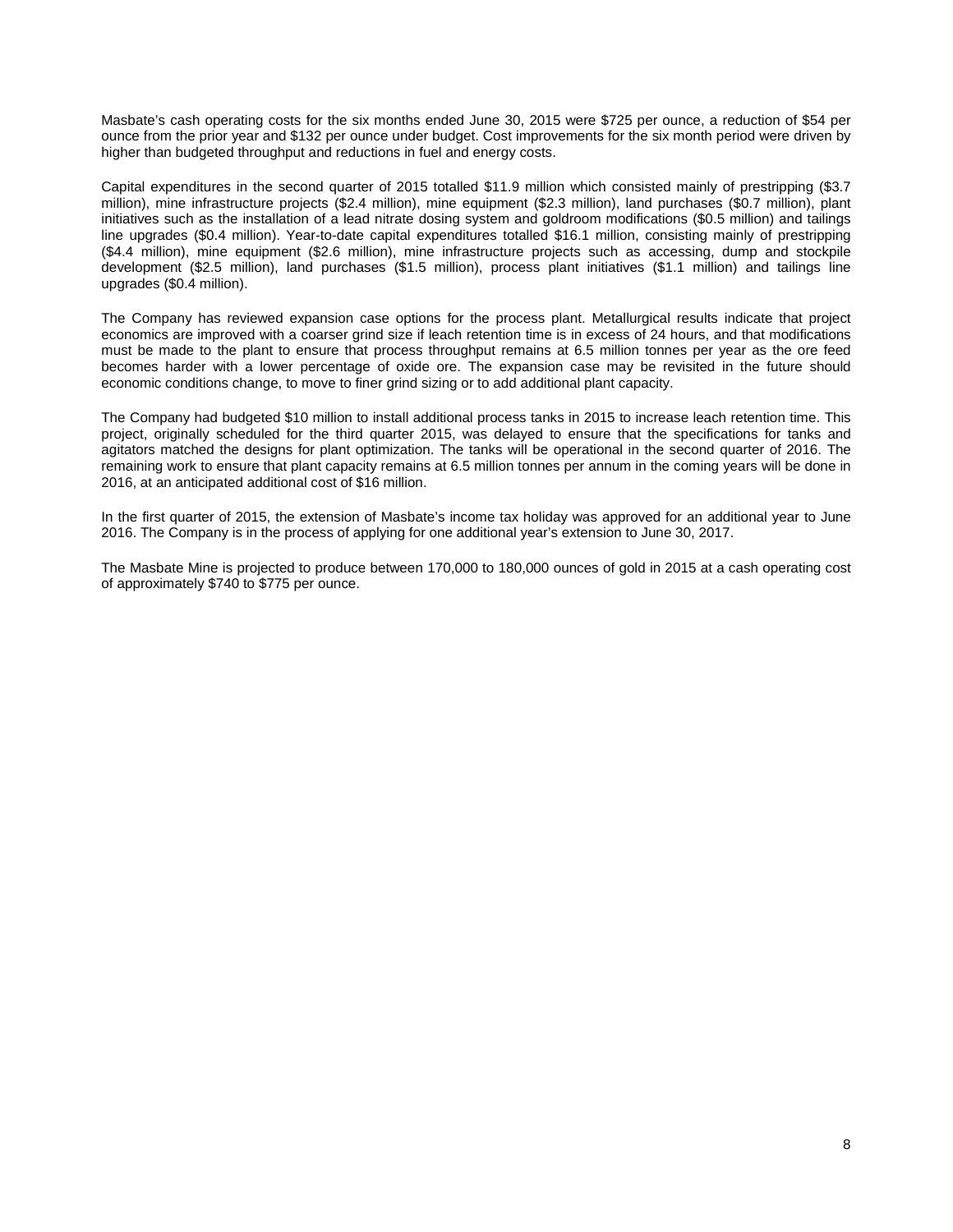Masbate's cash operating costs for the six months ended June 30, 2015 were $725 per ounce, a reduction of $54 per ounce from the prior year and $132 per ounce under budget. Cost improvements for the six month period were driven by higher than budgeted throughput and reductions in fuel and energy costs.

Capital expenditures in the second quarter of 2015 totalled $11.9 million which consisted mainly of prestripping ($3.7 million), mine infrastructure projects ($2.4 million), mine equipment ($2.3 million), land purchases ($0.7 million), plant initiatives such as the installation of a lead nitrate dosing system and goldroom modifications ($0.5 million) and tailings line upgrades ($0.4 million). Year-to-date capital expenditures totalled $16.1 million, consisting mainly of prestripping ($4.4 million), mine equipment ($2.6 million), mine infrastructure projects such as accessing, dump and stockpile development ($2.5 million), land purchases ($1.5 million), process plant initiatives ($1.1 million) and tailings line upgrades ($0.4 million).

The Company has reviewed expansion case options for the process plant. Metallurgical results indicate that project economics are improved with a coarser grind size if leach retention time is in excess of 24 hours, and that modifications must be made to the plant to ensure that process throughput remains at 6.5 million tonnes per year as the ore feed becomes harder with a lower percentage of oxide ore. The expansion case may be revisited in the future should economic conditions change, to move to finer grind sizing or to add additional plant capacity.

The Company had budgeted $10 million to install additional process tanks in 2015 to increase leach retention time. This project, originally scheduled for the third quarter 2015, was delayed to ensure that the specifications for tanks and agitators matched the designs for plant optimization. The tanks will be operational in the second quarter of 2016. The remaining work to ensure that plant capacity remains at 6.5 million tonnes per annum in the coming years will be done in 2016, at an anticipated additional cost of $16 million.

In the first quarter of 2015, the extension of Masbate's income tax holiday was approved for an additional year to June 2016. The Company is in the process of applying for one additional year's extension to June 30, 2017.

The Masbate Mine is projected to produce between 170,000 to 180,000 ounces of gold in 2015 at a cash operating cost of approximately $740 to $775 per ounce.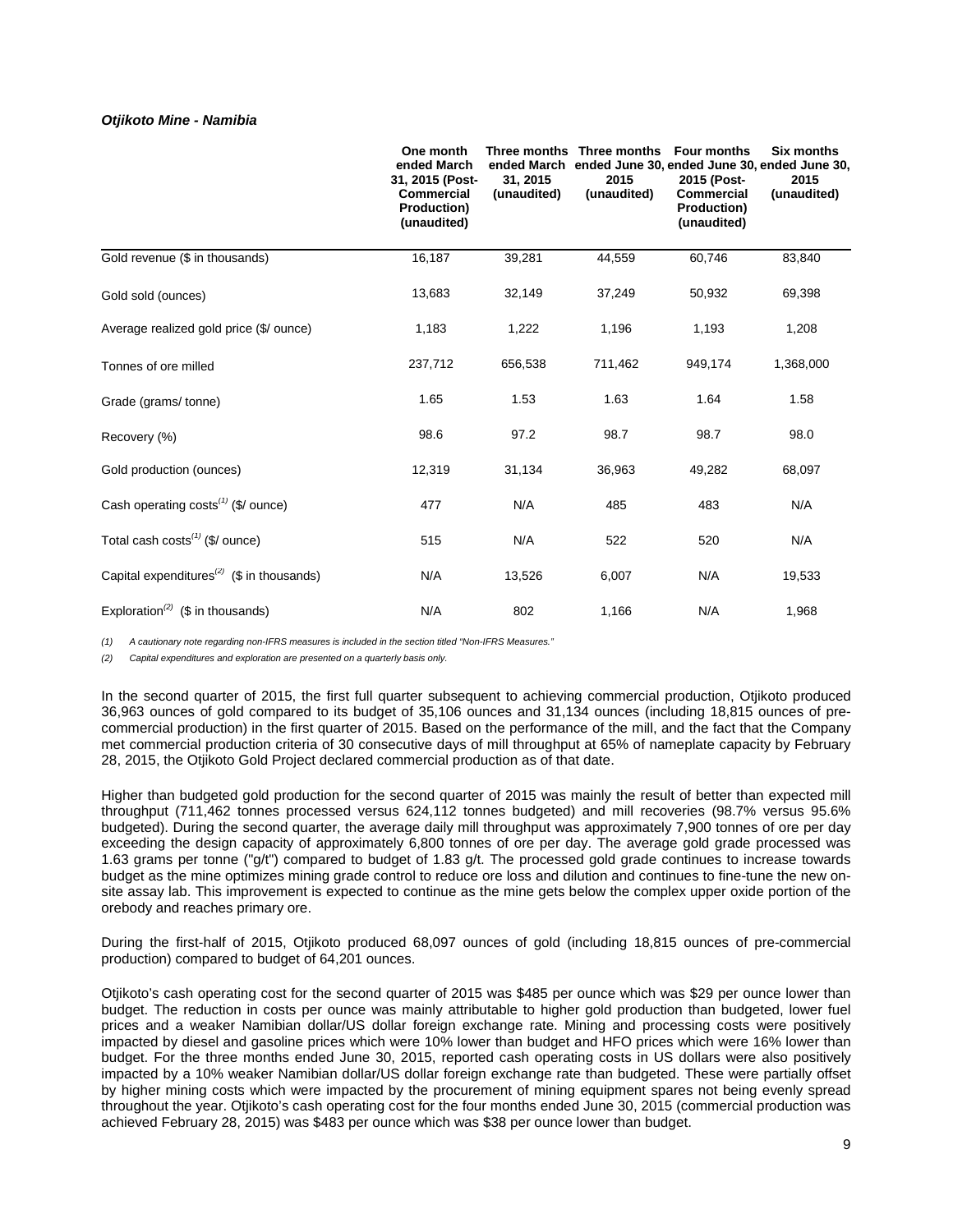***Otjikoto Mine - Namibia***

| | One month ended March 31, 2015 (Post-Commercial Production) (unaudited) | Three months ended March 31, 2015 (unaudited) | Three months ended June 30, 2015 (unaudited) | Four months ended June 30, 2015 (Post-Commercial Production) (unaudited) | Six months ended June 30, 2015 (unaudited) |
|---|---|---|---|---|---|
| Gold revenue ($ in thousands) | 16,187 | 39,281 | 44,559 | 60,746 | 83,840 |
| Gold sold (ounces) | 13,683 | 32,149 | 37,249 | 50,932 | 69,398 |
| Average realized gold price ($/ ounce) | 1,183 | 1,222 | 1,196 | 1,193 | 1,208 |
| Tonnes of ore milled | 237,712 | 656,538 | 711,462 | 949,174 | 1,368,000 |
| Grade (grams/ tonne) | 1.65 | 1.53 | 1.63 | 1.64 | 1.58 |
| Recovery (%) | 98.6 | 97.2 | 98.7 | 98.7 | 98.0 |
| Gold production (ounces) | 12,319 | 31,134 | 36,963 | 49,282 | 68,097 |
| Cash operating costs[(1)] ($/ ounce) | 477 | N/A | 485 | 483 | N/A |
| Total cash costs[(1)] ($/ ounce) | 515 | N/A | 522 | 520 | N/A |
| Capital expenditures[(2)] ($ in thousands) | N/A | 13,526 | 6,007 | N/A | 19,533 |
| Exploration[(2)] ($ in thousands) | N/A | 802 | 1,166 | N/A | 1,968 |

*(1) A cautionary note regarding non-IFRS measures is included in the section titled "Non-IFRS Measures."*

*(2) Capital expenditures and exploration are presented on a quarterly basis only.*

In the second quarter of 2015, the first full quarter subsequent to achieving commercial production, Otjikoto produced 36,963 ounces of gold compared to its budget of 35,106 ounces and 31,134 ounces (including 18,815 ounces of pre-commercial production) in the first quarter of 2015. Based on the performance of the mill, and the fact that the Company met commercial production criteria of 30 consecutive days of mill throughput at 65% of nameplate capacity by February 28, 2015, the Otjikoto Gold Project declared commercial production as of that date.

Higher than budgeted gold production for the second quarter of 2015 was mainly the result of better than expected mill throughput (711,462 tonnes processed versus 624,112 tonnes budgeted) and mill recoveries (98.7% versus 95.6% budgeted). During the second quarter, the average daily mill throughput was approximately 7,900 tonnes of ore per day exceeding the design capacity of approximately 6,800 tonnes of ore per day. The average gold grade processed was 1.63 grams per tonne ("g/t") compared to budget of 1.83 g/t. The processed gold grade continues to increase towards budget as the mine optimizes mining grade control to reduce ore loss and dilution and continues to fine-tune the new on-site assay lab. This improvement is expected to continue as the mine gets below the complex upper oxide portion of the orebody and reaches primary ore.

During the first-half of 2015, Otjikoto produced 68,097 ounces of gold (including 18,815 ounces of pre-commercial production) compared to budget of 64,201 ounces.

Otjikoto's cash operating cost for the second quarter of 2015 was $485 per ounce which was $29 per ounce lower than budget. The reduction in costs per ounce was mainly attributable to higher gold production than budgeted, lower fuel prices and a weaker Namibian dollar/US dollar foreign exchange rate. Mining and processing costs were positively impacted by diesel and gasoline prices which were 10% lower than budget and HFO prices which were 16% lower than budget. For the three months ended June 30, 2015, reported cash operating costs in US dollars were also positively impacted by a 10% weaker Namibian dollar/US dollar foreign exchange rate than budgeted. These were partially offset by higher mining costs which were impacted by the procurement of mining equipment spares not being evenly spread throughout the year. Otjikoto's cash operating cost for the four months ended June 30, 2015 (commercial production was achieved February 28, 2015) was $483 per ounce which was $38 per ounce lower than budget.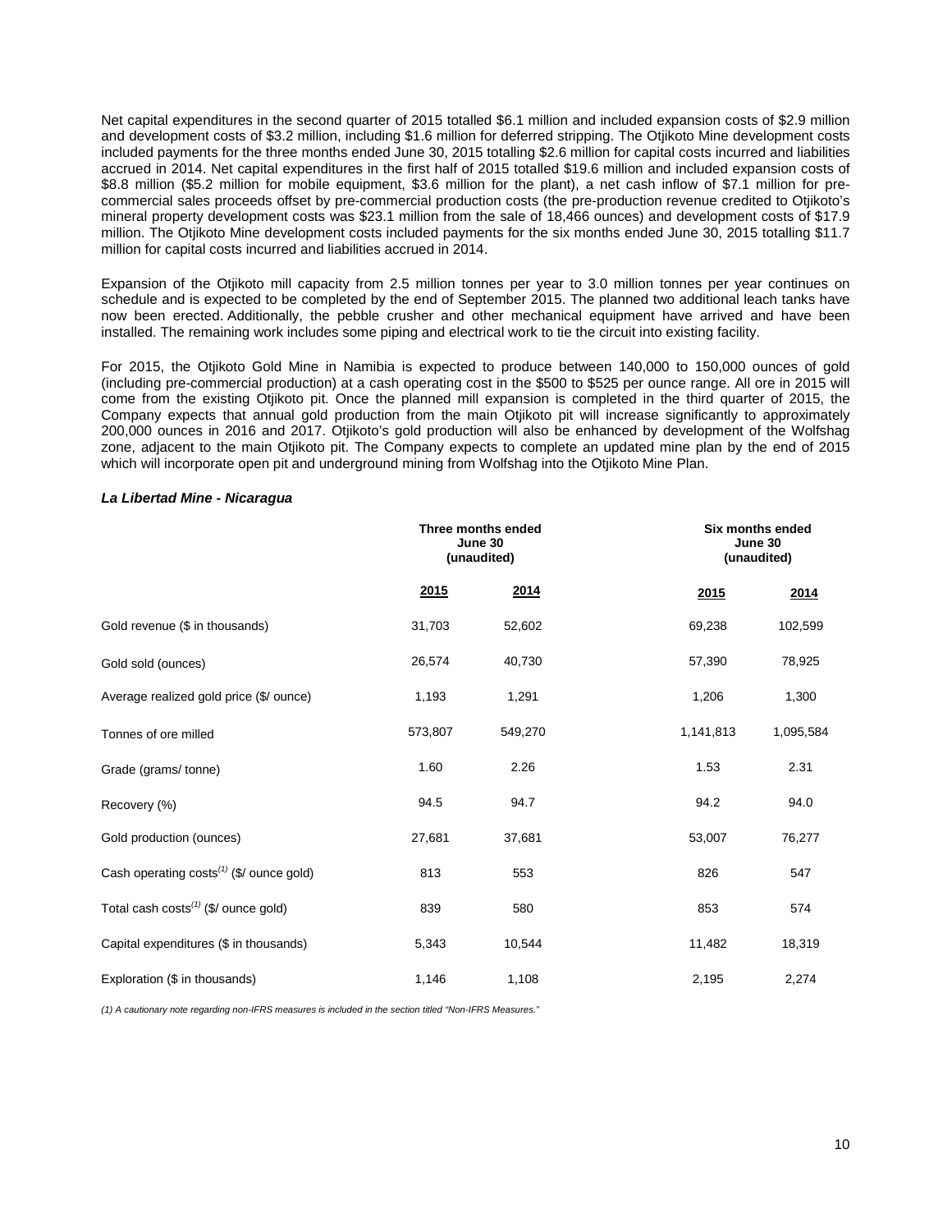Net capital expenditures in the second quarter of 2015 totalled $6.1 million and included expansion costs of $2.9 million and development costs of $3.2 million, including $1.6 million for deferred stripping. The Otjikoto Mine development costs included payments for the three months ended June 30, 2015 totalling $2.6 million for capital costs incurred and liabilities accrued in 2014. Net capital expenditures in the first half of 2015 totalled $19.6 million and included expansion costs of $8.8 million ($5.2 million for mobile equipment, $3.6 million for the plant), a net cash inflow of $7.1 million for pre-commercial sales proceeds offset by pre-commercial production costs (the pre-production revenue credited to Otjikoto's mineral property development costs was $23.1 million from the sale of 18,466 ounces) and development costs of $17.9 million. The Otjikoto Mine development costs included payments for the six months ended June 30, 2015 totalling $11.7 million for capital costs incurred and liabilities accrued in 2014.

Expansion of the Otjikoto mill capacity from 2.5 million tonnes per year to 3.0 million tonnes per year continues on schedule and is expected to be completed by the end of September 2015. The planned two additional leach tanks have now been erected. Additionally, the pebble crusher and other mechanical equipment have arrived and have been installed. The remaining work includes some piping and electrical work to tie the circuit into existing facility.

For 2015, the Otjikoto Gold Mine in Namibia is expected to produce between 140,000 to 150,000 ounces of gold (including pre-commercial production) at a cash operating cost in the $500 to $525 per ounce range. All ore in 2015 will come from the existing Otjikoto pit. Once the planned mill expansion is completed in the third quarter of 2015, the Company expects that annual gold production from the main Otjikoto pit will increase significantly to approximately 200,000 ounces in 2016 and 2017. Otjikoto's gold production will also be enhanced by development of the Wolfshag zone, adjacent to the main Otjikoto pit. The Company expects to complete an updated mine plan by the end of 2015 which will incorporate open pit and underground mining from Wolfshag into the Otjikoto Mine Plan.

***La Libertad Mine - Nicaragua***

| | Three months ended June 30 (unaudited) | | Six months ended June 30 (unaudited) | |
|---|---|---|---|---|
| | **2015** | **2014** | **2015** | **2014** |
| Gold revenue ($ in thousands) | 31,703 | 52,602 | 69,238 | 102,599 |
| Gold sold (ounces) | 26,574 | 40,730 | 57,390 | 78,925 |
| Average realized gold price ($/ ounce) | 1,193 | 1,291 | 1,206 | 1,300 |
| Tonnes of ore milled | 573,807 | 549,270 | 1,141,813 | 1,095,584 |
| Grade (grams/ tonne) | 1.60 | 2.26 | 1.53 | 2.31 |
| Recovery (%) | 94.5 | 94.7 | 94.2 | 94.0 |
| Gold production (ounces) | 27,681 | 37,681 | 53,007 | 76,277 |
| Cash operating costs(1) ($/ ounce gold) | 813 | 553 | 826 | 547 |
| Total cash costs(1) ($/ ounce gold) | 839 | 580 | 853 | 574 |
| Capital expenditures ($ in thousands) | 5,343 | 10,544 | 11,482 | 18,319 |
| Exploration ($ in thousands) | 1,146 | 1,108 | 2,195 | 2,274 |

*(1) A cautionary note regarding non-IFRS measures is included in the section titled "Non-IFRS Measures."*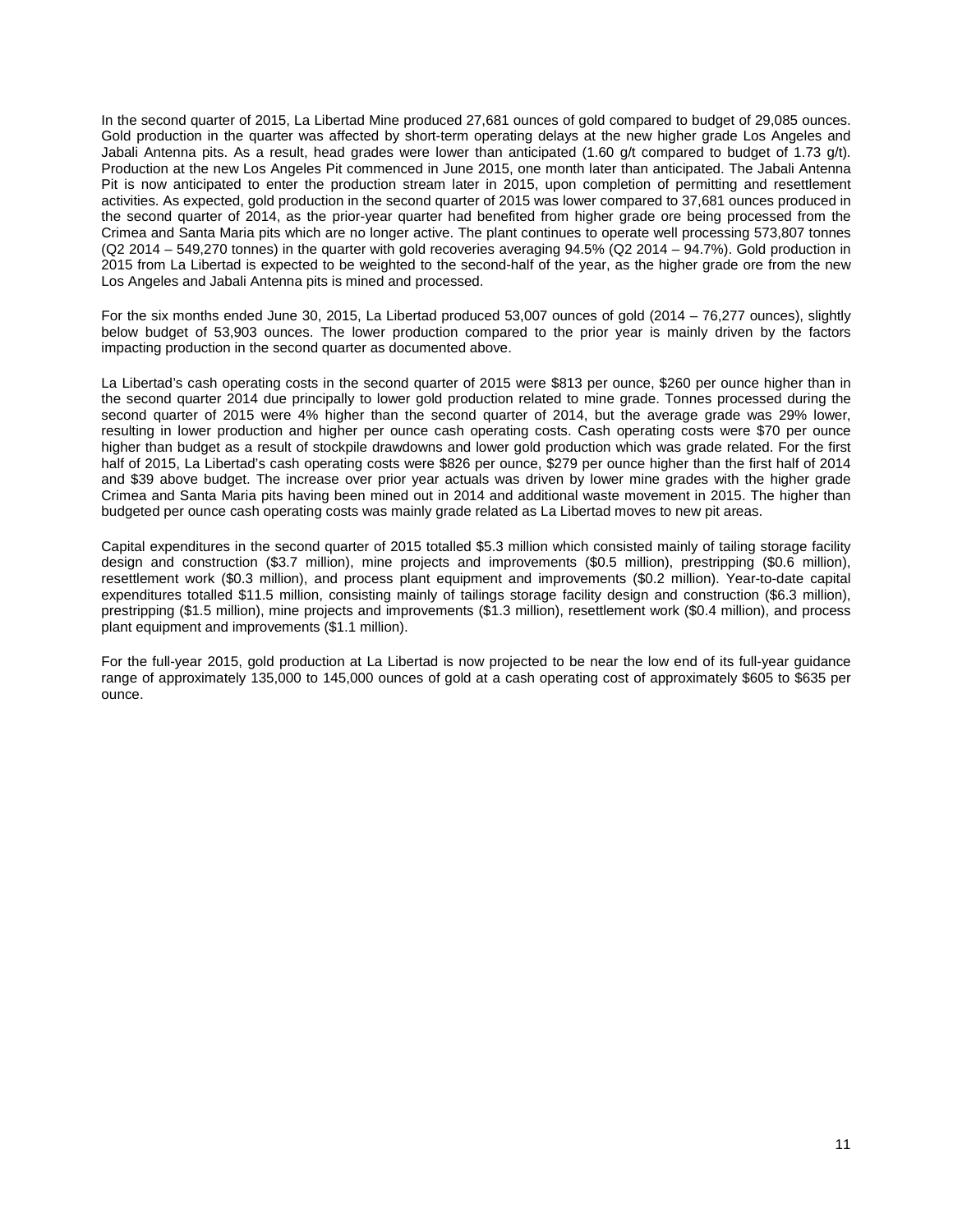In the second quarter of 2015, La Libertad Mine produced 27,681 ounces of gold compared to budget of 29,085 ounces. Gold production in the quarter was affected by short-term operating delays at the new higher grade Los Angeles and Jabali Antenna pits. As a result, head grades were lower than anticipated (1.60 g/t compared to budget of 1.73 g/t). Production at the new Los Angeles Pit commenced in June 2015, one month later than anticipated. The Jabali Antenna Pit is now anticipated to enter the production stream later in 2015, upon completion of permitting and resettlement activities. As expected, gold production in the second quarter of 2015 was lower compared to 37,681 ounces produced in the second quarter of 2014, as the prior-year quarter had benefited from higher grade ore being processed from the Crimea and Santa Maria pits which are no longer active. The plant continues to operate well processing 573,807 tonnes (Q2 2014 – 549,270 tonnes) in the quarter with gold recoveries averaging 94.5% (Q2 2014 – 94.7%). Gold production in 2015 from La Libertad is expected to be weighted to the second-half of the year, as the higher grade ore from the new Los Angeles and Jabali Antenna pits is mined and processed.

For the six months ended June 30, 2015, La Libertad produced 53,007 ounces of gold (2014 – 76,277 ounces), slightly below budget of 53,903 ounces. The lower production compared to the prior year is mainly driven by the factors impacting production in the second quarter as documented above.

La Libertad's cash operating costs in the second quarter of 2015 were $813 per ounce, $260 per ounce higher than in the second quarter 2014 due principally to lower gold production related to mine grade. Tonnes processed during the second quarter of 2015 were 4% higher than the second quarter of 2014, but the average grade was 29% lower, resulting in lower production and higher per ounce cash operating costs. Cash operating costs were $70 per ounce higher than budget as a result of stockpile drawdowns and lower gold production which was grade related. For the first half of 2015, La Libertad's cash operating costs were $826 per ounce, $279 per ounce higher than the first half of 2014 and $39 above budget. The increase over prior year actuals was driven by lower mine grades with the higher grade Crimea and Santa Maria pits having been mined out in 2014 and additional waste movement in 2015. The higher than budgeted per ounce cash operating costs was mainly grade related as La Libertad moves to new pit areas.

Capital expenditures in the second quarter of 2015 totalled $5.3 million which consisted mainly of tailing storage facility design and construction ($3.7 million), mine projects and improvements ($0.5 million), prestripping ($0.6 million), resettlement work ($0.3 million), and process plant equipment and improvements ($0.2 million). Year-to-date capital expenditures totalled $11.5 million, consisting mainly of tailings storage facility design and construction ($6.3 million), prestripping ($1.5 million), mine projects and improvements ($1.3 million), resettlement work ($0.4 million), and process plant equipment and improvements ($1.1 million).

For the full-year 2015, gold production at La Libertad is now projected to be near the low end of its full-year guidance range of approximately 135,000 to 145,000 ounces of gold at a cash operating cost of approximately $605 to $635 per ounce.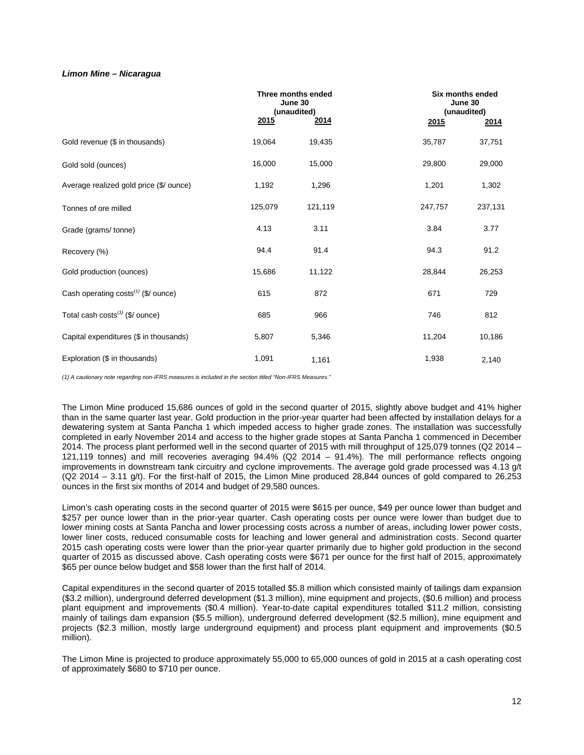***Limon Mine – Nicaragua***

| | Three months ended June 30 (unaudited) | | Six months ended June 30 (unaudited) | |
|---|---|---|---|---|
| | **2015** | **2014** | **2015** | **2014** |
| Gold revenue ($ in thousands) | 19,064 | 19,435 | 35,787 | 37,751 |
| Gold sold (ounces) | 16,000 | 15,000 | 29,800 | 29,000 |
| Average realized gold price ($/ ounce) | 1,192 | 1,296 | 1,201 | 1,302 |
| Tonnes of ore milled | 125,079 | 121,119 | 247,757 | 237,131 |
| Grade (grams/ tonne) | 4.13 | 3.11 | 3.84 | 3.77 |
| Recovery (%) | 94.4 | 91.4 | 94.3 | 91.2 |
| Gold production (ounces) | 15,686 | 11,122 | 28,844 | 26,253 |
| Cash operating costs(1) ($/ ounce) | 615 | 872 | 671 | 729 |
| Total cash costs(1) ($/ ounce) | 685 | 966 | 746 | 812 |
| Capital expenditures ($ in thousands) | 5,807 | 5,346 | 11,204 | 10,186 |
| Exploration ($ in thousands) | 1,091 | 1,161 | 1,938 | 2,140 |

*(1) A cautionary note regarding non-IFRS measures is included in the section titled "Non-IFRS Measures."*

The Limon Mine produced 15,686 ounces of gold in the second quarter of 2015, slightly above budget and 41% higher than in the same quarter last year. Gold production in the prior-year quarter had been affected by installation delays for a dewatering system at Santa Pancha 1 which impeded access to higher grade zones. The installation was successfully completed in early November 2014 and access to the higher grade stopes at Santa Pancha 1 commenced in December 2014. The process plant performed well in the second quarter of 2015 with mill throughput of 125,079 tonnes (Q2 2014 – 121,119 tonnes) and mill recoveries averaging 94.4% (Q2 2014 – 91.4%). The mill performance reflects ongoing improvements in downstream tank circuitry and cyclone improvements. The average gold grade processed was 4.13 g/t (Q2 2014 – 3.11 g/t). For the first-half of 2015, the Limon Mine produced 28,844 ounces of gold compared to 26,253 ounces in the first six months of 2014 and budget of 29,580 ounces.

Limon's cash operating costs in the second quarter of 2015 were $615 per ounce, $49 per ounce lower than budget and $257 per ounce lower than in the prior-year quarter. Cash operating costs per ounce were lower than budget due to lower mining costs at Santa Pancha and lower processing costs across a number of areas, including lower power costs, lower liner costs, reduced consumable costs for leaching and lower general and administration costs. Second quarter 2015 cash operating costs were lower than the prior-year quarter primarily due to higher gold production in the second quarter of 2015 as discussed above. Cash operating costs were $671 per ounce for the first half of 2015, approximately $65 per ounce below budget and $58 lower than the first half of 2014.

Capital expenditures in the second quarter of 2015 totalled $5.8 million which consisted mainly of tailings dam expansion ($3.2 million), underground deferred development ($1.3 million), mine equipment and projects, ($0.6 million) and process plant equipment and improvements ($0.4 million). Year-to-date capital expenditures totalled $11.2 million, consisting mainly of tailings dam expansion ($5.5 million), underground deferred development ($2.5 million), mine equipment and projects ($2.3 million, mostly large underground equipment) and process plant equipment and improvements ($0.5 million).

The Limon Mine is projected to produce approximately 55,000 to 65,000 ounces of gold in 2015 at a cash operating cost of approximately $680 to $710 per ounce.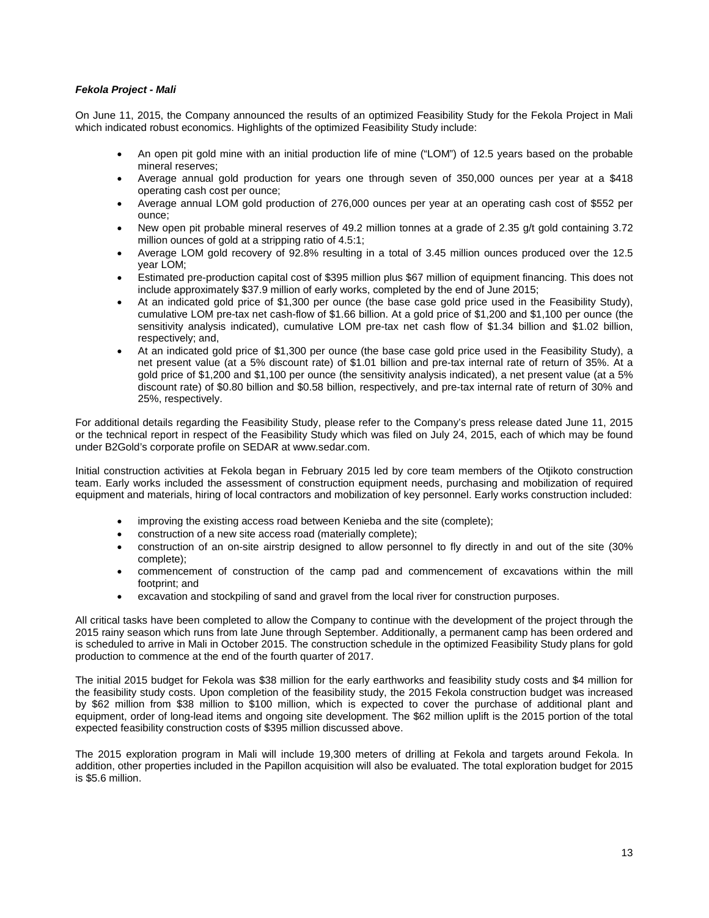***Fekola Project - Mali***

On June 11, 2015, the Company announced the results of an optimized Feasibility Study for the Fekola Project in Mali which indicated robust economics. Highlights of the optimized Feasibility Study include:

- An open pit gold mine with an initial production life of mine ("LOM") of 12.5 years based on the probable mineral reserves;
- Average annual gold production for years one through seven of 350,000 ounces per year at a $418 operating cash cost per ounce;
- Average annual LOM gold production of 276,000 ounces per year at an operating cash cost of $552 per ounce;
- New open pit probable mineral reserves of 49.2 million tonnes at a grade of 2.35 g/t gold containing 3.72 million ounces of gold at a stripping ratio of 4.5:1;
- Average LOM gold recovery of 92.8% resulting in a total of 3.45 million ounces produced over the 12.5 year LOM;
- Estimated pre-production capital cost of $395 million plus $67 million of equipment financing. This does not include approximately $37.9 million of early works, completed by the end of June 2015;
- At an indicated gold price of $1,300 per ounce (the base case gold price used in the Feasibility Study), cumulative LOM pre-tax net cash-flow of $1.66 billion. At a gold price of $1,200 and $1,100 per ounce (the sensitivity analysis indicated), cumulative LOM pre-tax net cash flow of $1.34 billion and $1.02 billion, respectively; and,
- At an indicated gold price of $1,300 per ounce (the base case gold price used in the Feasibility Study), a net present value (at a 5% discount rate) of $1.01 billion and pre-tax internal rate of return of 35%. At a gold price of $1,200 and $1,100 per ounce (the sensitivity analysis indicated), a net present value (at a 5% discount rate) of $0.80 billion and $0.58 billion, respectively, and pre-tax internal rate of return of 30% and 25%, respectively.

For additional details regarding the Feasibility Study, please refer to the Company's press release dated June 11, 2015 or the technical report in respect of the Feasibility Study which was filed on July 24, 2015, each of which may be found under B2Gold's corporate profile on SEDAR at www.sedar.com.

Initial construction activities at Fekola began in February 2015 led by core team members of the Otjikoto construction team. Early works included the assessment of construction equipment needs, purchasing and mobilization of required equipment and materials, hiring of local contractors and mobilization of key personnel. Early works construction included:

- improving the existing access road between Kenieba and the site (complete);
- construction of a new site access road (materially complete);
- construction of an on-site airstrip designed to allow personnel to fly directly in and out of the site (30% complete);
- commencement of construction of the camp pad and commencement of excavations within the mill footprint; and
- excavation and stockpiling of sand and gravel from the local river for construction purposes.

All critical tasks have been completed to allow the Company to continue with the development of the project through the 2015 rainy season which runs from late June through September. Additionally, a permanent camp has been ordered and is scheduled to arrive in Mali in October 2015. The construction schedule in the optimized Feasibility Study plans for gold production to commence at the end of the fourth quarter of 2017.

The initial 2015 budget for Fekola was $38 million for the early earthworks and feasibility study costs and $4 million for the feasibility study costs. Upon completion of the feasibility study, the 2015 Fekola construction budget was increased by $62 million from $38 million to $100 million, which is expected to cover the purchase of additional plant and equipment, order of long-lead items and ongoing site development. The $62 million uplift is the 2015 portion of the total expected feasibility construction costs of $395 million discussed above.

The 2015 exploration program in Mali will include 19,300 meters of drilling at Fekola and targets around Fekola. In addition, other properties included in the Papillon acquisition will also be evaluated. The total exploration budget for 2015 is $5.6 million.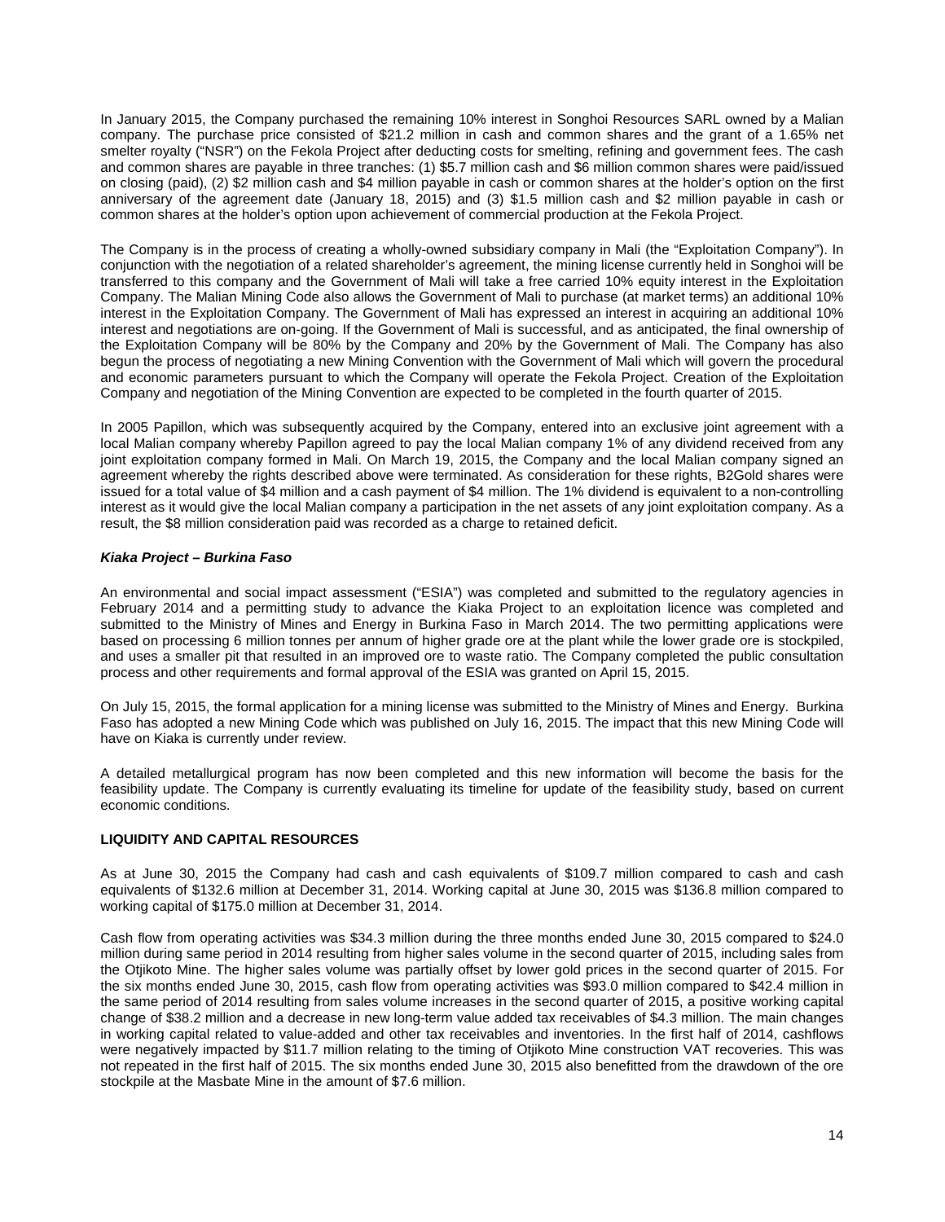In January 2015, the Company purchased the remaining 10% interest in Songhoi Resources SARL owned by a Malian company. The purchase price consisted of $21.2 million in cash and common shares and the grant of a 1.65% net smelter royalty ("NSR") on the Fekola Project after deducting costs for smelting, refining and government fees. The cash and common shares are payable in three tranches: (1) $5.7 million cash and $6 million common shares were paid/issued on closing (paid), (2) $2 million cash and $4 million payable in cash or common shares at the holder's option on the first anniversary of the agreement date (January 18, 2015) and (3) $1.5 million cash and $2 million payable in cash or common shares at the holder's option upon achievement of commercial production at the Fekola Project.

The Company is in the process of creating a wholly-owned subsidiary company in Mali (the "Exploitation Company"). In conjunction with the negotiation of a related shareholder's agreement, the mining license currently held in Songhoi will be transferred to this company and the Government of Mali will take a free carried 10% equity interest in the Exploitation Company. The Malian Mining Code also allows the Government of Mali to purchase (at market terms) an additional 10% interest in the Exploitation Company. The Government of Mali has expressed an interest in acquiring an additional 10% interest and negotiations are on-going. If the Government of Mali is successful, and as anticipated, the final ownership of the Exploitation Company will be 80% by the Company and 20% by the Government of Mali. The Company has also begun the process of negotiating a new Mining Convention with the Government of Mali which will govern the procedural and economic parameters pursuant to which the Company will operate the Fekola Project. Creation of the Exploitation Company and negotiation of the Mining Convention are expected to be completed in the fourth quarter of 2015.

In 2005 Papillon, which was subsequently acquired by the Company, entered into an exclusive joint agreement with a local Malian company whereby Papillon agreed to pay the local Malian company 1% of any dividend received from any joint exploitation company formed in Mali. On March 19, 2015, the Company and the local Malian company signed an agreement whereby the rights described above were terminated. As consideration for these rights, B2Gold shares were issued for a total value of $4 million and a cash payment of $4 million. The 1% dividend is equivalent to a non-controlling interest as it would give the local Malian company a participation in the net assets of any joint exploitation company. As a result, the $8 million consideration paid was recorded as a charge to retained deficit.

***Kiaka Project – Burkina Faso***

An environmental and social impact assessment ("ESIA") was completed and submitted to the regulatory agencies in February 2014 and a permitting study to advance the Kiaka Project to an exploitation licence was completed and submitted to the Ministry of Mines and Energy in Burkina Faso in March 2014. The two permitting applications were based on processing 6 million tonnes per annum of higher grade ore at the plant while the lower grade ore is stockpiled, and uses a smaller pit that resulted in an improved ore to waste ratio. The Company completed the public consultation process and other requirements and formal approval of the ESIA was granted on April 15, 2015.

On July 15, 2015, the formal application for a mining license was submitted to the Ministry of Mines and Energy. Burkina Faso has adopted a new Mining Code which was published on July 16, 2015. The impact that this new Mining Code will have on Kiaka is currently under review.

A detailed metallurgical program has now been completed and this new information will become the basis for the feasibility update. The Company is currently evaluating its timeline for update of the feasibility study, based on current economic conditions.

## LIQUIDITY AND CAPITAL RESOURCES

As at June 30, 2015 the Company had cash and cash equivalents of $109.7 million compared to cash and cash equivalents of $132.6 million at December 31, 2014. Working capital at June 30, 2015 was $136.8 million compared to working capital of $175.0 million at December 31, 2014.

Cash flow from operating activities was $34.3 million during the three months ended June 30, 2015 compared to $24.0 million during same period in 2014 resulting from higher sales volume in the second quarter of 2015, including sales from the Otjikoto Mine. The higher sales volume was partially offset by lower gold prices in the second quarter of 2015. For the six months ended June 30, 2015, cash flow from operating activities was $93.0 million compared to $42.4 million in the same period of 2014 resulting from sales volume increases in the second quarter of 2015, a positive working capital change of $38.2 million and a decrease in new long-term value added tax receivables of $4.3 million. The main changes in working capital related to value-added and other tax receivables and inventories. In the first half of 2014, cashflows were negatively impacted by $11.7 million relating to the timing of Otjikoto Mine construction VAT recoveries. This was not repeated in the first half of 2015. The six months ended June 30, 2015 also benefitted from the drawdown of the ore stockpile at the Masbate Mine in the amount of $7.6 million.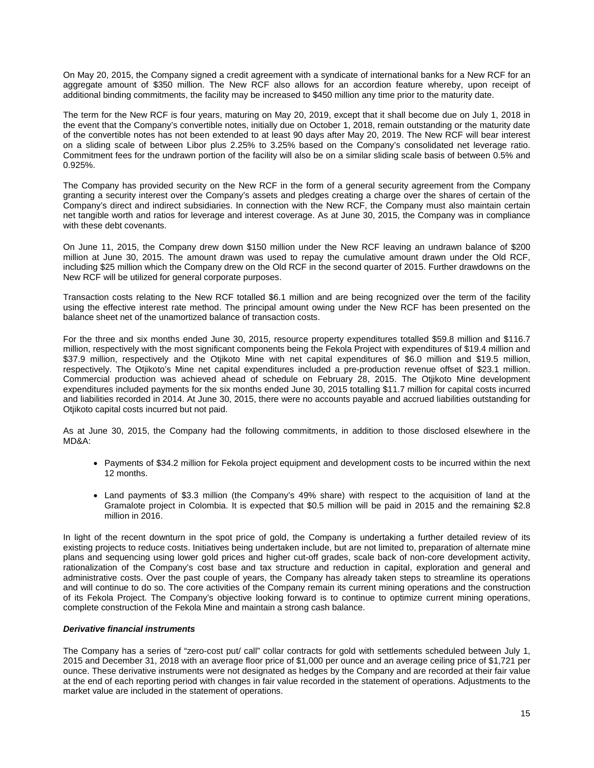On May 20, 2015, the Company signed a credit agreement with a syndicate of international banks for a New RCF for an aggregate amount of $350 million. The New RCF also allows for an accordion feature whereby, upon receipt of additional binding commitments, the facility may be increased to $450 million any time prior to the maturity date.

The term for the New RCF is four years, maturing on May 20, 2019, except that it shall become due on July 1, 2018 in the event that the Company's convertible notes, initially due on October 1, 2018, remain outstanding or the maturity date of the convertible notes has not been extended to at least 90 days after May 20, 2019. The New RCF will bear interest on a sliding scale of between Libor plus 2.25% to 3.25% based on the Company's consolidated net leverage ratio. Commitment fees for the undrawn portion of the facility will also be on a similar sliding scale basis of between 0.5% and 0.925%.

The Company has provided security on the New RCF in the form of a general security agreement from the Company granting a security interest over the Company's assets and pledges creating a charge over the shares of certain of the Company's direct and indirect subsidiaries. In connection with the New RCF, the Company must also maintain certain net tangible worth and ratios for leverage and interest coverage. As at June 30, 2015, the Company was in compliance with these debt covenants.

On June 11, 2015, the Company drew down $150 million under the New RCF leaving an undrawn balance of $200 million at June 30, 2015. The amount drawn was used to repay the cumulative amount drawn under the Old RCF, including $25 million which the Company drew on the Old RCF in the second quarter of 2015. Further drawdowns on the New RCF will be utilized for general corporate purposes.

Transaction costs relating to the New RCF totalled $6.1 million and are being recognized over the term of the facility using the effective interest rate method. The principal amount owing under the New RCF has been presented on the balance sheet net of the unamortized balance of transaction costs.

For the three and six months ended June 30, 2015, resource property expenditures totalled $59.8 million and $116.7 million, respectively with the most significant components being the Fekola Project with expenditures of $19.4 million and $37.9 million, respectively and the Otjikoto Mine with net capital expenditures of $6.0 million and $19.5 million, respectively. The Otjikoto's Mine net capital expenditures included a pre-production revenue offset of $23.1 million. Commercial production was achieved ahead of schedule on February 28, 2015. The Otjikoto Mine development expenditures included payments for the six months ended June 30, 2015 totalling $11.7 million for capital costs incurred and liabilities recorded in 2014. At June 30, 2015, there were no accounts payable and accrued liabilities outstanding for Otjikoto capital costs incurred but not paid.

As at June 30, 2015, the Company had the following commitments, in addition to those disclosed elsewhere in the MD&A:

- Payments of $34.2 million for Fekola project equipment and development costs to be incurred within the next 12 months.
- Land payments of $3.3 million (the Company's 49% share) with respect to the acquisition of land at the Gramalote project in Colombia. It is expected that $0.5 million will be paid in 2015 and the remaining $2.8 million in 2016.

In light of the recent downturn in the spot price of gold, the Company is undertaking a further detailed review of its existing projects to reduce costs. Initiatives being undertaken include, but are not limited to, preparation of alternate mine plans and sequencing using lower gold prices and higher cut-off grades, scale back of non-core development activity, rationalization of the Company's cost base and tax structure and reduction in capital, exploration and general and administrative costs. Over the past couple of years, the Company has already taken steps to streamline its operations and will continue to do so. The core activities of the Company remain its current mining operations and the construction of its Fekola Project. The Company's objective looking forward is to continue to optimize current mining operations, complete construction of the Fekola Mine and maintain a strong cash balance.

***Derivative financial instruments***

The Company has a series of "zero-cost put/ call" collar contracts for gold with settlements scheduled between July 1, 2015 and December 31, 2018 with an average floor price of $1,000 per ounce and an average ceiling price of $1,721 per ounce. These derivative instruments were not designated as hedges by the Company and are recorded at their fair value at the end of each reporting period with changes in fair value recorded in the statement of operations. Adjustments to the market value are included in the statement of operations.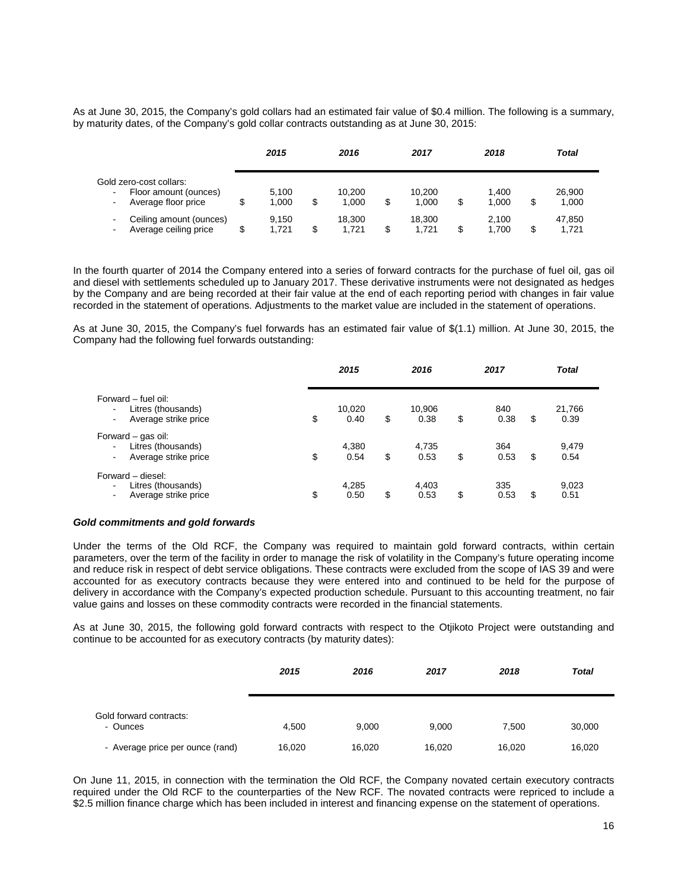As at June 30, 2015, the Company's gold collars had an estimated fair value of $0.4 million. The following is a summary, by maturity dates, of the Company's gold collar contracts outstanding as at June 30, 2015:

| | *2015* | *2016* | *2017* | *2018* | *Total* |
|---|---|---|---|---|---|
| Gold zero-cost collars: | | | | | |
| - Floor amount (ounces) | 5,100 | 10,200 | 10,200 | 1,400 | 26,900 |
| - Average floor price | $ 1,000 | $ 1,000 | $ 1,000 | $ 1,000 | $ 1,000 |
| - Ceiling amount (ounces) | 9,150 | 18,300 | 18,300 | 2,100 | 47,850 |
| - Average ceiling price | $ 1,721 | $ 1,721 | $ 1,721 | $ 1,700 | $ 1,721 |

In the fourth quarter of 2014 the Company entered into a series of forward contracts for the purchase of fuel oil, gas oil and diesel with settlements scheduled up to January 2017. These derivative instruments were not designated as hedges by the Company and are being recorded at their fair value at the end of each reporting period with changes in fair value recorded in the statement of operations. Adjustments to the market value are included in the statement of operations.

As at June 30, 2015, the Company's fuel forwards has an estimated fair value of $(1.1) million. At June 30, 2015, the Company had the following fuel forwards outstanding:

| | *2015* | *2016* | *2017* | *Total* |
|---|---|---|---|---|
| Forward – fuel oil: | | | | |
| - Litres (thousands) | 10,020 | 10,906 | 840 | 21,766 |
| - Average strike price | $ 0.40 | $ 0.38 | $ 0.38 | $ 0.39 |
| Forward – gas oil: | | | | |
| - Litres (thousands) | 4,380 | 4,735 | 364 | 9,479 |
| - Average strike price | $ 0.54 | $ 0.53 | $ 0.53 | $ 0.54 |
| Forward – diesel: | | | | |
| - Litres (thousands) | 4,285 | 4,403 | 335 | 9,023 |
| - Average strike price | $ 0.50 | $ 0.53 | $ 0.53 | $ 0.51 |

***Gold commitments and gold forwards***

Under the terms of the Old RCF, the Company was required to maintain gold forward contracts, within certain parameters, over the term of the facility in order to manage the risk of volatility in the Company's future operating income and reduce risk in respect of debt service obligations. These contracts were excluded from the scope of IAS 39 and were accounted for as executory contracts because they were entered into and continued to be held for the purpose of delivery in accordance with the Company's expected production schedule. Pursuant to this accounting treatment, no fair value gains and losses on these commodity contracts were recorded in the financial statements.

As at June 30, 2015, the following gold forward contracts with respect to the Otjikoto Project were outstanding and continue to be accounted for as executory contracts (by maturity dates):

| | *2015* | *2016* | *2017* | *2018* | *Total* |
|---|---|---|---|---|---|
| Gold forward contracts: | | | | | |
| - Ounces | 4,500 | 9,000 | 9,000 | 7,500 | 30,000 |
| - Average price per ounce (rand) | 16,020 | 16,020 | 16,020 | 16,020 | 16,020 |

On June 11, 2015, in connection with the termination the Old RCF, the Company novated certain executory contracts required under the Old RCF to the counterparties of the New RCF. The novated contracts were repriced to include a $2.5 million finance charge which has been included in interest and financing expense on the statement of operations.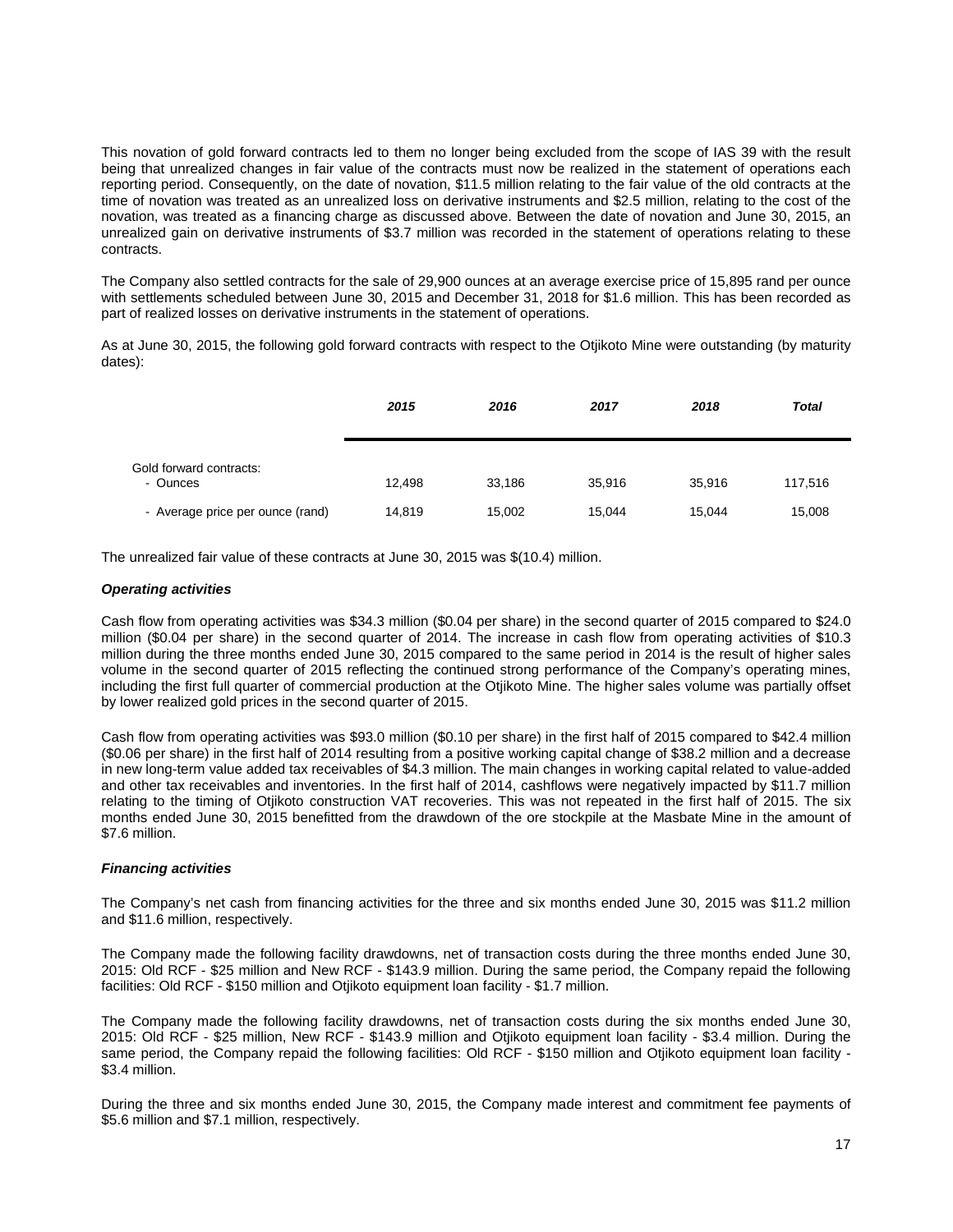This novation of gold forward contracts led to them no longer being excluded from the scope of IAS 39 with the result being that unrealized changes in fair value of the contracts must now be realized in the statement of operations each reporting period. Consequently, on the date of novation, \$11.5 million relating to the fair value of the old contracts at the time of novation was treated as an unrealized loss on derivative instruments and \$2.5 million, relating to the cost of the novation, was treated as a financing charge as discussed above. Between the date of novation and June 30, 2015, an unrealized gain on derivative instruments of \$3.7 million was recorded in the statement of operations relating to these contracts.

The Company also settled contracts for the sale of 29,900 ounces at an average exercise price of 15,895 rand per ounce with settlements scheduled between June 30, 2015 and December 31, 2018 for \$1.6 million. This has been recorded as part of realized losses on derivative instruments in the statement of operations.

As at June 30, 2015, the following gold forward contracts with respect to the Otjikoto Mine were outstanding (by maturity dates):

| | *2015* | *2016* | *2017* | *2018* | *Total* |
|---|---|---|---|---|---|
| Gold forward contracts: | | | | | |
| - Ounces | 12,498 | 33,186 | 35,916 | 35,916 | 117,516 |
| - Average price per ounce (rand) | 14,819 | 15,002 | 15,044 | 15,044 | 15,008 |

The unrealized fair value of these contracts at June 30, 2015 was \$(10.4) million.

***Operating activities***

Cash flow from operating activities was \$34.3 million (\$0.04 per share) in the second quarter of 2015 compared to \$24.0 million (\$0.04 per share) in the second quarter of 2014. The increase in cash flow from operating activities of \$10.3 million during the three months ended June 30, 2015 compared to the same period in 2014 is the result of higher sales volume in the second quarter of 2015 reflecting the continued strong performance of the Company's operating mines, including the first full quarter of commercial production at the Otjikoto Mine. The higher sales volume was partially offset by lower realized gold prices in the second quarter of 2015.

Cash flow from operating activities was \$93.0 million (\$0.10 per share) in the first half of 2015 compared to \$42.4 million (\$0.06 per share) in the first half of 2014 resulting from a positive working capital change of \$38.2 million and a decrease in new long-term value added tax receivables of \$4.3 million. The main changes in working capital related to value-added and other tax receivables and inventories. In the first half of 2014, cashflows were negatively impacted by \$11.7 million relating to the timing of Otjikoto construction VAT recoveries. This was not repeated in the first half of 2015. The six months ended June 30, 2015 benefitted from the drawdown of the ore stockpile at the Masbate Mine in the amount of \$7.6 million.

***Financing activities***

The Company's net cash from financing activities for the three and six months ended June 30, 2015 was \$11.2 million and \$11.6 million, respectively.

The Company made the following facility drawdowns, net of transaction costs during the three months ended June 30, 2015: Old RCF - \$25 million and New RCF - \$143.9 million. During the same period, the Company repaid the following facilities: Old RCF - \$150 million and Otjikoto equipment loan facility - \$1.7 million.

The Company made the following facility drawdowns, net of transaction costs during the six months ended June 30, 2015: Old RCF - \$25 million, New RCF - \$143.9 million and Otjikoto equipment loan facility - \$3.4 million. During the same period, the Company repaid the following facilities: Old RCF - \$150 million and Otjikoto equipment loan facility - \$3.4 million.

During the three and six months ended June 30, 2015, the Company made interest and commitment fee payments of \$5.6 million and \$7.1 million, respectively.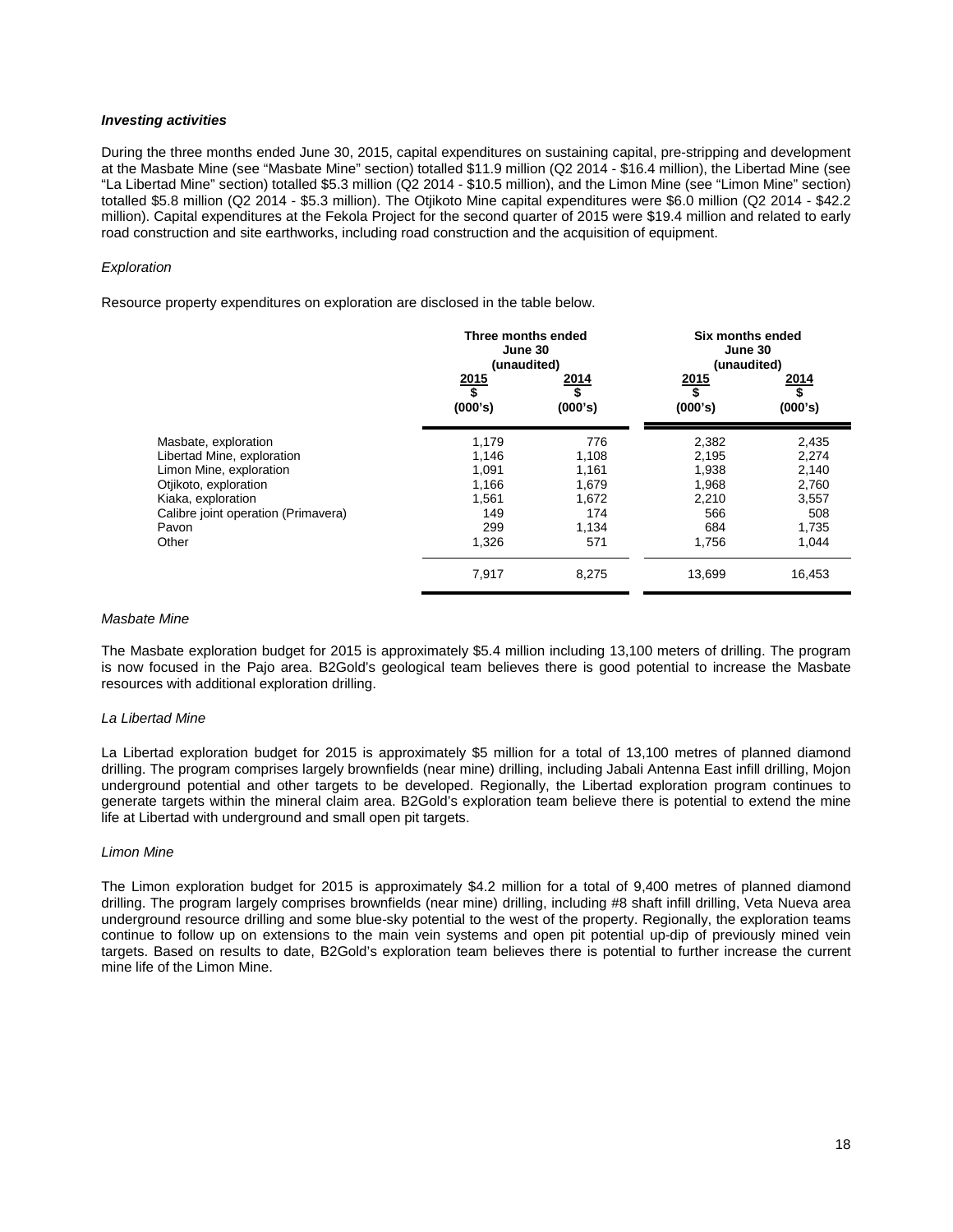***Investing activities***

During the three months ended June 30, 2015, capital expenditures on sustaining capital, pre-stripping and development at the Masbate Mine (see "Masbate Mine" section) totalled $11.9 million (Q2 2014 - $16.4 million), the Libertad Mine (see "La Libertad Mine" section) totalled $5.3 million (Q2 2014 - $10.5 million), and the Limon Mine (see "Limon Mine" section) totalled $5.8 million (Q2 2014 - $5.3 million). The Otjikoto Mine capital expenditures were $6.0 million (Q2 2014 - $42.2 million). Capital expenditures at the Fekola Project for the second quarter of 2015 were $19.4 million and related to early road construction and site earthworks, including road construction and the acquisition of equipment.

*Exploration*

Resource property expenditures on exploration are disclosed in the table below.

| | Three months ended June 30 (unaudited) | | Six months ended June 30 (unaudited) | |
|---|---|---|---|---|
| | 2015 $ (000's) | 2014 $ (000's) | 2015 $ (000's) | 2014 $ (000's) |
| Masbate, exploration | 1,179 | 776 | 2,382 | 2,435 |
| Libertad Mine, exploration | 1,146 | 1,108 | 2,195 | 2,274 |
| Limon Mine, exploration | 1,091 | 1,161 | 1,938 | 2,140 |
| Otjikoto, exploration | 1,166 | 1,679 | 1,968 | 2,760 |
| Kiaka, exploration | 1,561 | 1,672 | 2,210 | 3,557 |
| Calibre joint operation (Primavera) | 149 | 174 | 566 | 508 |
| Pavon | 299 | 1,134 | 684 | 1,735 |
| Other | 1,326 | 571 | 1,756 | 1,044 |
| | 7,917 | 8,275 | 13,699 | 16,453 |

*Masbate Mine*

The Masbate exploration budget for 2015 is approximately $5.4 million including 13,100 meters of drilling. The program is now focused in the Pajo area. B2Gold's geological team believes there is good potential to increase the Masbate resources with additional exploration drilling.

*La Libertad Mine*

La Libertad exploration budget for 2015 is approximately $5 million for a total of 13,100 metres of planned diamond drilling. The program comprises largely brownfields (near mine) drilling, including Jabali Antenna East infill drilling, Mojon underground potential and other targets to be developed. Regionally, the Libertad exploration program continues to generate targets within the mineral claim area. B2Gold's exploration team believe there is potential to extend the mine life at Libertad with underground and small open pit targets.

*Limon Mine*

The Limon exploration budget for 2015 is approximately $4.2 million for a total of 9,400 metres of planned diamond drilling. The program largely comprises brownfields (near mine) drilling, including #8 shaft infill drilling, Veta Nueva area underground resource drilling and some blue-sky potential to the west of the property. Regionally, the exploration teams continue to follow up on extensions to the main vein systems and open pit potential up-dip of previously mined vein targets. Based on results to date, B2Gold's exploration team believes there is potential to further increase the current mine life of the Limon Mine.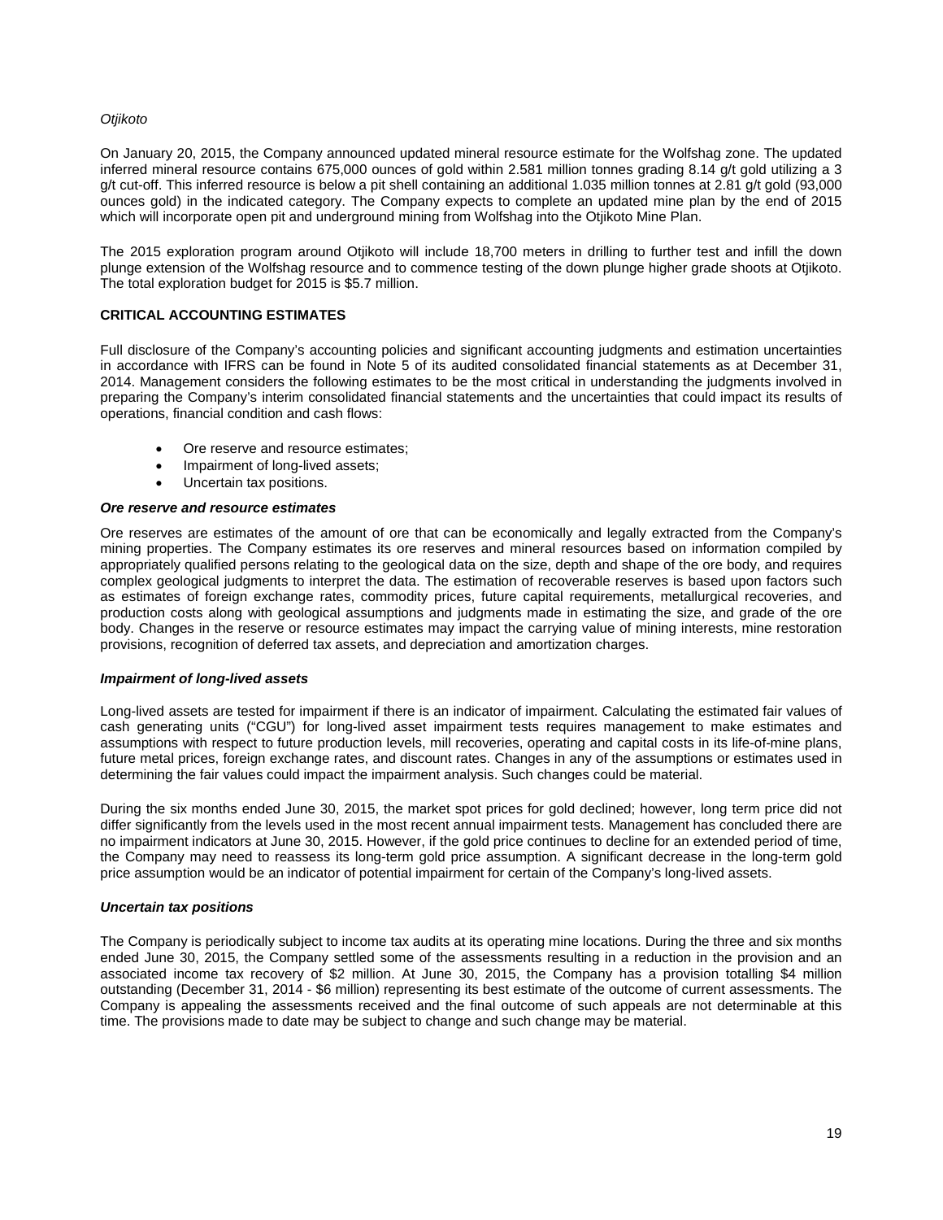*Otjikoto*

On January 20, 2015, the Company announced updated mineral resource estimate for the Wolfshag zone. The updated inferred mineral resource contains 675,000 ounces of gold within 2.581 million tonnes grading 8.14 g/t gold utilizing a 3 g/t cut-off. This inferred resource is below a pit shell containing an additional 1.035 million tonnes at 2.81 g/t gold (93,000 ounces gold) in the indicated category. The Company expects to complete an updated mine plan by the end of 2015 which will incorporate open pit and underground mining from Wolfshag into the Otjikoto Mine Plan.

The 2015 exploration program around Otjikoto will include 18,700 meters in drilling to further test and infill the down plunge extension of the Wolfshag resource and to commence testing of the down plunge higher grade shoots at Otjikoto. The total exploration budget for 2015 is $5.7 million.

## CRITICAL ACCOUNTING ESTIMATES

Full disclosure of the Company's accounting policies and significant accounting judgments and estimation uncertainties in accordance with IFRS can be found in Note 5 of its audited consolidated financial statements as at December 31, 2014. Management considers the following estimates to be the most critical in understanding the judgments involved in preparing the Company's interim consolidated financial statements and the uncertainties that could impact its results of operations, financial condition and cash flows:

- Ore reserve and resource estimates;
- Impairment of long-lived assets;
- Uncertain tax positions.

***Ore reserve and resource estimates***

Ore reserves are estimates of the amount of ore that can be economically and legally extracted from the Company's mining properties. The Company estimates its ore reserves and mineral resources based on information compiled by appropriately qualified persons relating to the geological data on the size, depth and shape of the ore body, and requires complex geological judgments to interpret the data. The estimation of recoverable reserves is based upon factors such as estimates of foreign exchange rates, commodity prices, future capital requirements, metallurgical recoveries, and production costs along with geological assumptions and judgments made in estimating the size, and grade of the ore body. Changes in the reserve or resource estimates may impact the carrying value of mining interests, mine restoration provisions, recognition of deferred tax assets, and depreciation and amortization charges.

***Impairment of long-lived assets***

Long-lived assets are tested for impairment if there is an indicator of impairment. Calculating the estimated fair values of cash generating units ("CGU") for long-lived asset impairment tests requires management to make estimates and assumptions with respect to future production levels, mill recoveries, operating and capital costs in its life-of-mine plans, future metal prices, foreign exchange rates, and discount rates. Changes in any of the assumptions or estimates used in determining the fair values could impact the impairment analysis. Such changes could be material.

During the six months ended June 30, 2015, the market spot prices for gold declined; however, long term price did not differ significantly from the levels used in the most recent annual impairment tests. Management has concluded there are no impairment indicators at June 30, 2015. However, if the gold price continues to decline for an extended period of time, the Company may need to reassess its long-term gold price assumption. A significant decrease in the long-term gold price assumption would be an indicator of potential impairment for certain of the Company's long-lived assets.

***Uncertain tax positions***

The Company is periodically subject to income tax audits at its operating mine locations. During the three and six months ended June 30, 2015, the Company settled some of the assessments resulting in a reduction in the provision and an associated income tax recovery of $2 million. At June 30, 2015, the Company has a provision totalling $4 million outstanding (December 31, 2014 - $6 million) representing its best estimate of the outcome of current assessments. The Company is appealing the assessments received and the final outcome of such appeals are not determinable at this time. The provisions made to date may be subject to change and such change may be material.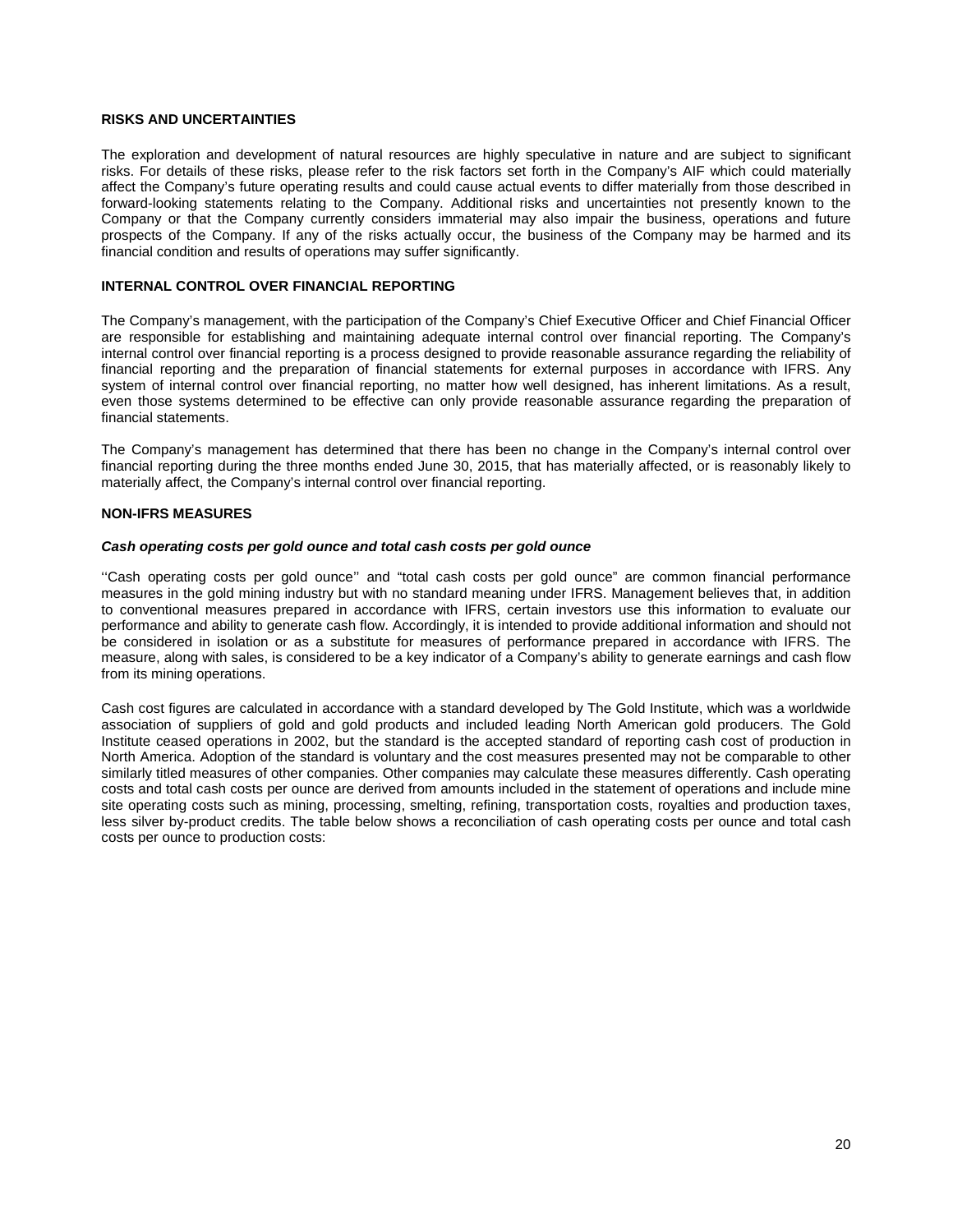## RISKS AND UNCERTAINTIES

The exploration and development of natural resources are highly speculative in nature and are subject to significant risks. For details of these risks, please refer to the risk factors set forth in the Company's AIF which could materially affect the Company's future operating results and could cause actual events to differ materially from those described in forward-looking statements relating to the Company. Additional risks and uncertainties not presently known to the Company or that the Company currently considers immaterial may also impair the business, operations and future prospects of the Company. If any of the risks actually occur, the business of the Company may be harmed and its financial condition and results of operations may suffer significantly.

## INTERNAL CONTROL OVER FINANCIAL REPORTING

The Company's management, with the participation of the Company's Chief Executive Officer and Chief Financial Officer are responsible for establishing and maintaining adequate internal control over financial reporting. The Company's internal control over financial reporting is a process designed to provide reasonable assurance regarding the reliability of financial reporting and the preparation of financial statements for external purposes in accordance with IFRS. Any system of internal control over financial reporting, no matter how well designed, has inherent limitations. As a result, even those systems determined to be effective can only provide reasonable assurance regarding the preparation of financial statements.

The Company's management has determined that there has been no change in the Company's internal control over financial reporting during the three months ended June 30, 2015, that has materially affected, or is reasonably likely to materially affect, the Company's internal control over financial reporting.

## NON-IFRS MEASURES

### *Cash operating costs per gold ounce and total cash costs per gold ounce*

''Cash operating costs per gold ounce'' and "total cash costs per gold ounce" are common financial performance measures in the gold mining industry but with no standard meaning under IFRS. Management believes that, in addition to conventional measures prepared in accordance with IFRS, certain investors use this information to evaluate our performance and ability to generate cash flow. Accordingly, it is intended to provide additional information and should not be considered in isolation or as a substitute for measures of performance prepared in accordance with IFRS. The measure, along with sales, is considered to be a key indicator of a Company's ability to generate earnings and cash flow from its mining operations.

Cash cost figures are calculated in accordance with a standard developed by The Gold Institute, which was a worldwide association of suppliers of gold and gold products and included leading North American gold producers. The Gold Institute ceased operations in 2002, but the standard is the accepted standard of reporting cash cost of production in North America. Adoption of the standard is voluntary and the cost measures presented may not be comparable to other similarly titled measures of other companies. Other companies may calculate these measures differently. Cash operating costs and total cash costs per ounce are derived from amounts included in the statement of operations and include mine site operating costs such as mining, processing, smelting, refining, transportation costs, royalties and production taxes, less silver by-product credits. The table below shows a reconciliation of cash operating costs per ounce and total cash costs per ounce to production costs: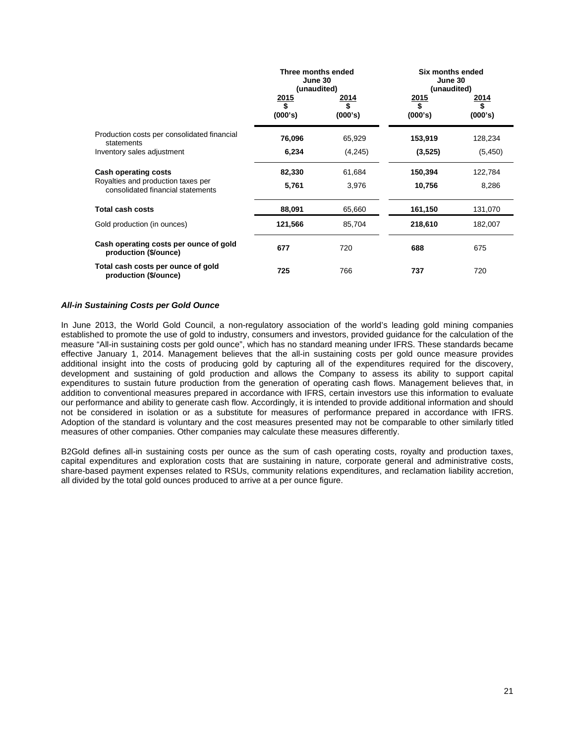| | Three months ended June 30 (unaudited) | | Six months ended June 30 (unaudited) | |
|---|---|---|---|---|
| | **2015** **\$** **(000's)** | **2014** **\$** **(000's)** | **2015** **\$** **(000's)** | **2014** **\$** **(000's)** |
| Production costs per consolidated financial statements | **76,096** | 65,929 | **153,919** | 128,234 |
| Inventory sales adjustment | **6,234** | (4,245) | **(3,525)** | (5,450) |
| **Cash operating costs** | **82,330** | 61,684 | **150,394** | 122,784 |
| Royalties and production taxes per consolidated financial statements | **5,761** | 3,976 | **10,756** | 8,286 |
| **Total cash costs** | **88,091** | 65,660 | **161,150** | 131,070 |
| Gold production (in ounces) | **121,566** | 85,704 | **218,610** | 182,007 |
| **Cash operating costs per ounce of gold production (\$/ounce)** | **677** | 720 | **688** | 675 |
| **Total cash costs per ounce of gold production (\$/ounce)** | **725** | 766 | **737** | 720 |

***All-in Sustaining Costs per Gold Ounce***

In June 2013, the World Gold Council, a non-regulatory association of the world's leading gold mining companies established to promote the use of gold to industry, consumers and investors, provided guidance for the calculation of the measure "All-in sustaining costs per gold ounce", which has no standard meaning under IFRS. These standards became effective January 1, 2014. Management believes that the all-in sustaining costs per gold ounce measure provides additional insight into the costs of producing gold by capturing all of the expenditures required for the discovery, development and sustaining of gold production and allows the Company to assess its ability to support capital expenditures to sustain future production from the generation of operating cash flows. Management believes that, in addition to conventional measures prepared in accordance with IFRS, certain investors use this information to evaluate our performance and ability to generate cash flow. Accordingly, it is intended to provide additional information and should not be considered in isolation or as a substitute for measures of performance prepared in accordance with IFRS. Adoption of the standard is voluntary and the cost measures presented may not be comparable to other similarly titled measures of other companies. Other companies may calculate these measures differently.

B2Gold defines all-in sustaining costs per ounce as the sum of cash operating costs, royalty and production taxes, capital expenditures and exploration costs that are sustaining in nature, corporate general and administrative costs, share-based payment expenses related to RSUs, community relations expenditures, and reclamation liability accretion, all divided by the total gold ounces produced to arrive at a per ounce figure.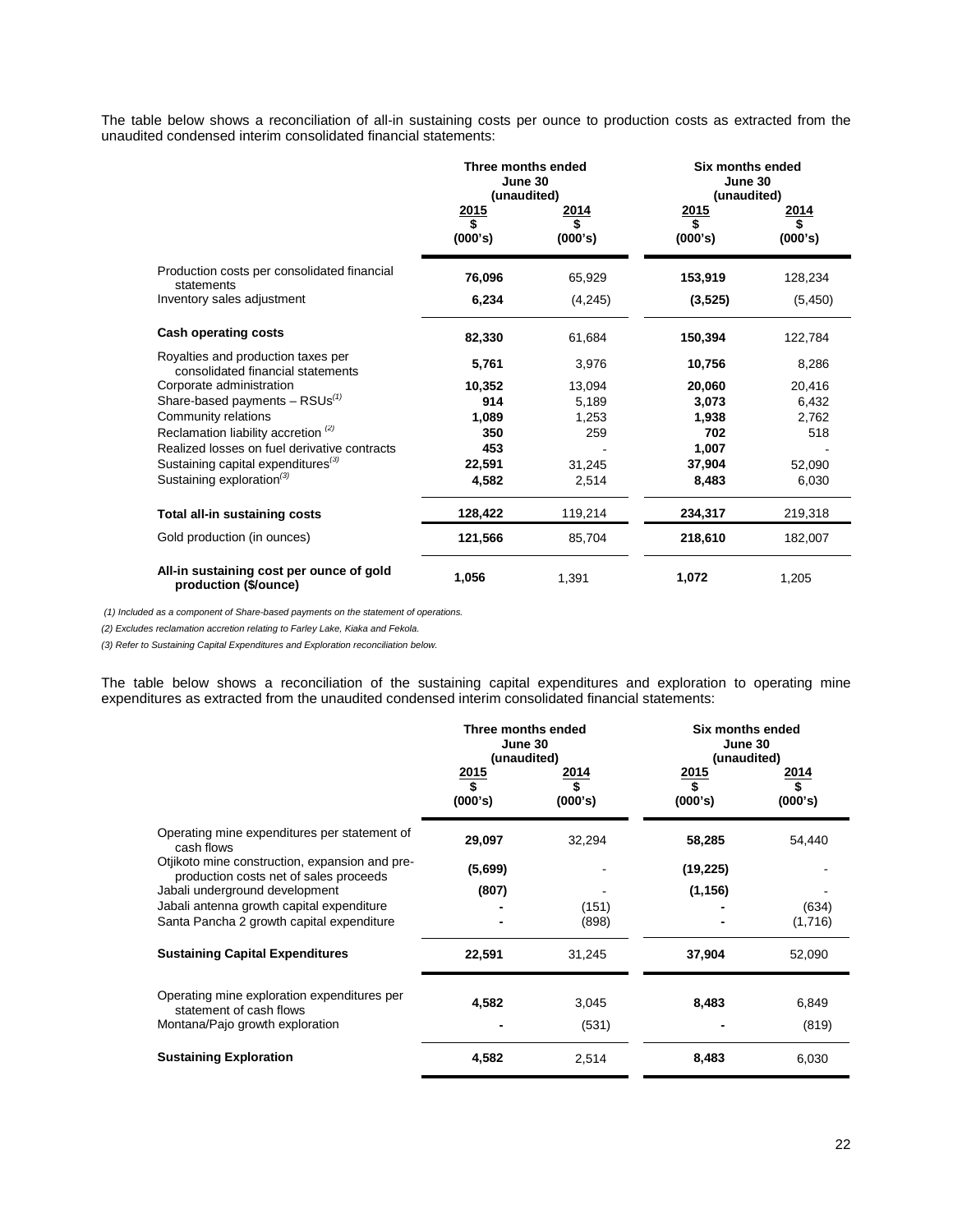The table below shows a reconciliation of all-in sustaining costs per ounce to production costs as extracted from the unaudited condensed interim consolidated financial statements:

| | Three months ended June 30 (unaudited) | | Six months ended June 30 (unaudited) | |
|---|---|---|---|---|
| | 2015 $ (000's) | 2014 $ (000's) | 2015 $ (000's) | 2014 $ (000's) |
| Production costs per consolidated financial statements | **76,096** | 65,929 | **153,919** | 128,234 |
| Inventory sales adjustment | **6,234** | (4,245) | **(3,525)** | (5,450) |
| **Cash operating costs** | **82,330** | 61,684 | **150,394** | 122,784 |
| Royalties and production taxes per consolidated financial statements | **5,761** | 3,976 | **10,756** | 8,286 |
| Corporate administration | **10,352** | 13,094 | **20,060** | 20,416 |
| Share-based payments – RSUs[(1)] | **914** | 5,189 | **3,073** | 6,432 |
| Community relations | **1,089** | 1,253 | **1,938** | 2,762 |
| Reclamation liability accretion [(2)] | **350** | 259 | **702** | 518 |
| Realized losses on fuel derivative contracts | **453** | - | **1,007** | - |
| Sustaining capital expenditures[(3)] | **22,591** | 31,245 | **37,904** | 52,090 |
| Sustaining exploration[(3)] | **4,582** | 2,514 | **8,483** | 6,030 |
| **Total all-in sustaining costs** | **128,422** | 119,214 | **234,317** | 219,318 |
| Gold production (in ounces) | **121,566** | 85,704 | **218,610** | 182,007 |
| **All-in sustaining cost per ounce of gold production ($/ounce)** | **1,056** | 1,391 | **1,072** | 1,205 |

*(1) Included as a component of Share-based payments on the statement of operations.*

*(2) Excludes reclamation accretion relating to Farley Lake, Kiaka and Fekola.*

*(3) Refer to Sustaining Capital Expenditures and Exploration reconciliation below.*

The table below shows a reconciliation of the sustaining capital expenditures and exploration to operating mine expenditures as extracted from the unaudited condensed interim consolidated financial statements:

| | Three months ended June 30 (unaudited) | | Six months ended June 30 (unaudited) | |
|---|---|---|---|---|
| | 2015 $ (000's) | 2014 $ (000's) | 2015 $ (000's) | 2014 $ (000's) |
| Operating mine expenditures per statement of cash flows | **29,097** | 32,294 | **58,285** | 54,440 |
| Otjikoto mine construction, expansion and pre-production costs net of sales proceeds | **(5,699)** | - | **(19,225)** | - |
| Jabali underground development | **(807)** | - | **(1,156)** | - |
| Jabali antenna growth capital expenditure | **-** | (151) | **-** | (634) |
| Santa Pancha 2 growth capital expenditure | **-** | (898) | **-** | (1,716) |
| **Sustaining Capital Expenditures** | **22,591** | 31,245 | **37,904** | 52,090 |
| Operating mine exploration expenditures per statement of cash flows | **4,582** | 3,045 | **8,483** | 6,849 |
| Montana/Pajo growth exploration | **-** | (531) | **-** | (819) |
| **Sustaining Exploration** | **4,582** | 2,514 | **8,483** | 6,030 |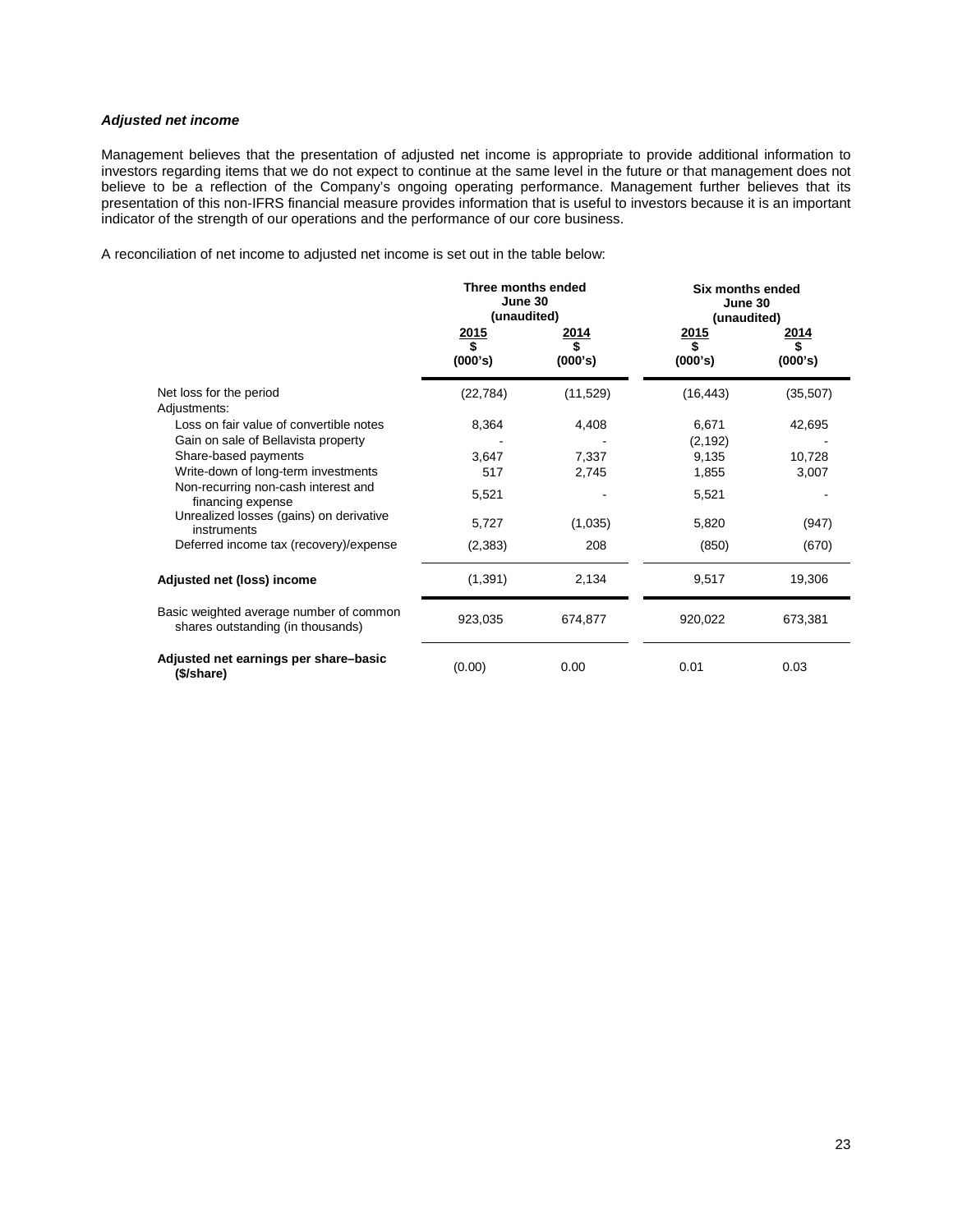### *Adjusted net income*

Management believes that the presentation of adjusted net income is appropriate to provide additional information to investors regarding items that we do not expect to continue at the same level in the future or that management does not believe to be a reflection of the Company's ongoing operating performance. Management further believes that its presentation of this non-IFRS financial measure provides information that is useful to investors because it is an important indicator of the strength of our operations and the performance of our core business.

A reconciliation of net income to adjusted net income is set out in the table below:

| | Three months ended June 30 (unaudited) | | Six months ended June 30 (unaudited) | |
|---|---|---|---|---|
| | 2015 $ (000's) | 2014 $ (000's) | 2015 $ (000's) | 2014 $ (000's) |
| Net loss for the period | (22,784) | (11,529) | (16,443) | (35,507) |
| Adjustments: | | | | |
| Loss on fair value of convertible notes | 8,364 | 4,408 | 6,671 | 42,695 |
| Gain on sale of Bellavista property | - | - | (2,192) | - |
| Share-based payments | 3,647 | 7,337 | 9,135 | 10,728 |
| Write-down of long-term investments | 517 | 2,745 | 1,855 | 3,007 |
| Non-recurring non-cash interest and financing expense | 5,521 | - | 5,521 | - |
| Unrealized losses (gains) on derivative instruments | 5,727 | (1,035) | 5,820 | (947) |
| Deferred income tax (recovery)/expense | (2,383) | 208 | (850) | (670) |
| **Adjusted net (loss) income** | (1,391) | 2,134 | 9,517 | 19,306 |
| Basic weighted average number of common shares outstanding (in thousands) | 923,035 | 674,877 | 920,022 | 673,381 |
| **Adjusted net earnings per share–basic ($/share)** | (0.00) | 0.00 | 0.01 | 0.03 |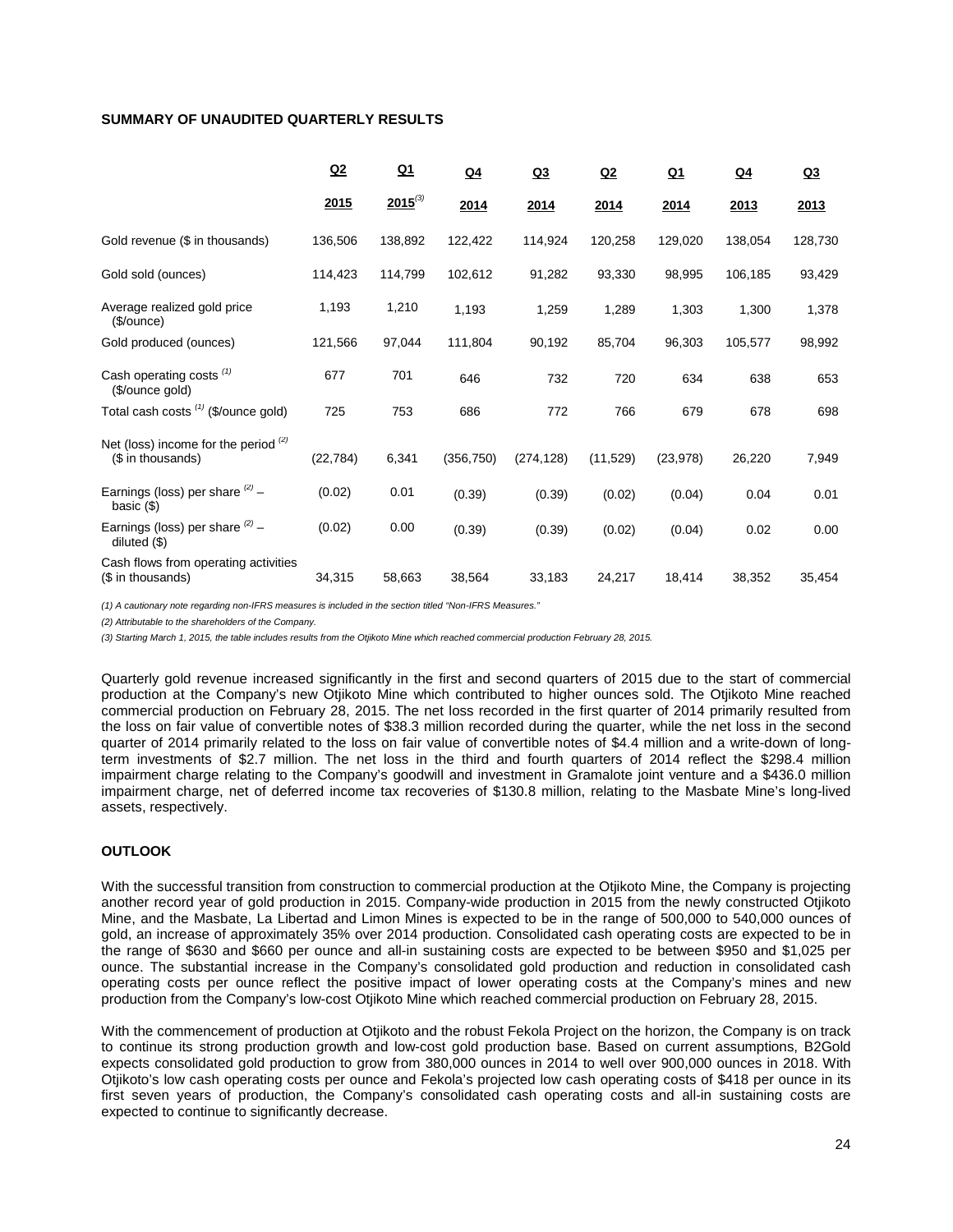**SUMMARY OF UNAUDITED QUARTERLY RESULTS**

| | Q2 2015 | Q1 2015[3] | Q4 2014 | Q3 2014 | Q2 2014 | Q1 2014 | Q4 2013 | Q3 2013 |
|---|---|---|---|---|---|---|---|---|
| Gold revenue ($ in thousands) | 136,506 | 138,892 | 122,422 | 114,924 | 120,258 | 129,020 | 138,054 | 128,730 |
| Gold sold (ounces) | 114,423 | 114,799 | 102,612 | 91,282 | 93,330 | 98,995 | 106,185 | 93,429 |
| Average realized gold price ($/ounce) | 1,193 | 1,210 | 1,193 | 1,259 | 1,289 | 1,303 | 1,300 | 1,378 |
| Gold produced (ounces) | 121,566 | 97,044 | 111,804 | 90,192 | 85,704 | 96,303 | 105,577 | 98,992 |
| Cash operating costs [1] ($/ounce gold) | 677 | 701 | 646 | 732 | 720 | 634 | 638 | 653 |
| Total cash costs [1] ($/ounce gold) | 725 | 753 | 686 | 772 | 766 | 679 | 678 | 698 |
| Net (loss) income for the period [2] ($ in thousands) | (22,784) | 6,341 | (356,750) | (274,128) | (11,529) | (23,978) | 26,220 | 7,949 |
| Earnings (loss) per share [2] – basic ($) | (0.02) | 0.01 | (0.39) | (0.39) | (0.02) | (0.04) | 0.04 | 0.01 |
| Earnings (loss) per share [2] – diluted ($) | (0.02) | 0.00 | (0.39) | (0.39) | (0.02) | (0.04) | 0.02 | 0.00 |
| Cash flows from operating activities ($ in thousands) | 34,315 | 58,663 | 38,564 | 33,183 | 24,217 | 18,414 | 38,352 | 35,454 |

*(1) A cautionary note regarding non-IFRS measures is included in the section titled "Non-IFRS Measures."*

*(2) Attributable to the shareholders of the Company.*

*(3) Starting March 1, 2015, the table includes results from the Otjikoto Mine which reached commercial production February 28, 2015.*

Quarterly gold revenue increased significantly in the first and second quarters of 2015 due to the start of commercial production at the Company's new Otjikoto Mine which contributed to higher ounces sold. The Otjikoto Mine reached commercial production on February 28, 2015. The net loss recorded in the first quarter of 2014 primarily resulted from the loss on fair value of convertible notes of $38.3 million recorded during the quarter, while the net loss in the second quarter of 2014 primarily related to the loss on fair value of convertible notes of $4.4 million and a write-down of long-term investments of $2.7 million. The net loss in the third and fourth quarters of 2014 reflect the $298.4 million impairment charge relating to the Company's goodwill and investment in Gramalote joint venture and a $436.0 million impairment charge, net of deferred income tax recoveries of $130.8 million, relating to the Masbate Mine's long-lived assets, respectively.

**OUTLOOK**

With the successful transition from construction to commercial production at the Otjikoto Mine, the Company is projecting another record year of gold production in 2015. Company-wide production in 2015 from the newly constructed Otjikoto Mine, and the Masbate, La Libertad and Limon Mines is expected to be in the range of 500,000 to 540,000 ounces of gold, an increase of approximately 35% over 2014 production. Consolidated cash operating costs are expected to be in the range of $630 and $660 per ounce and all-in sustaining costs are expected to be between $950 and $1,025 per ounce. The substantial increase in the Company's consolidated gold production and reduction in consolidated cash operating costs per ounce reflect the positive impact of lower operating costs at the Company's mines and new production from the Company's low-cost Otjikoto Mine which reached commercial production on February 28, 2015.

With the commencement of production at Otjikoto and the robust Fekola Project on the horizon, the Company is on track to continue its strong production growth and low-cost gold production base. Based on current assumptions, B2Gold expects consolidated gold production to grow from 380,000 ounces in 2014 to well over 900,000 ounces in 2018. With Otjikoto's low cash operating costs per ounce and Fekola's projected low cash operating costs of $418 per ounce in its first seven years of production, the Company's consolidated cash operating costs and all-in sustaining costs are expected to continue to significantly decrease.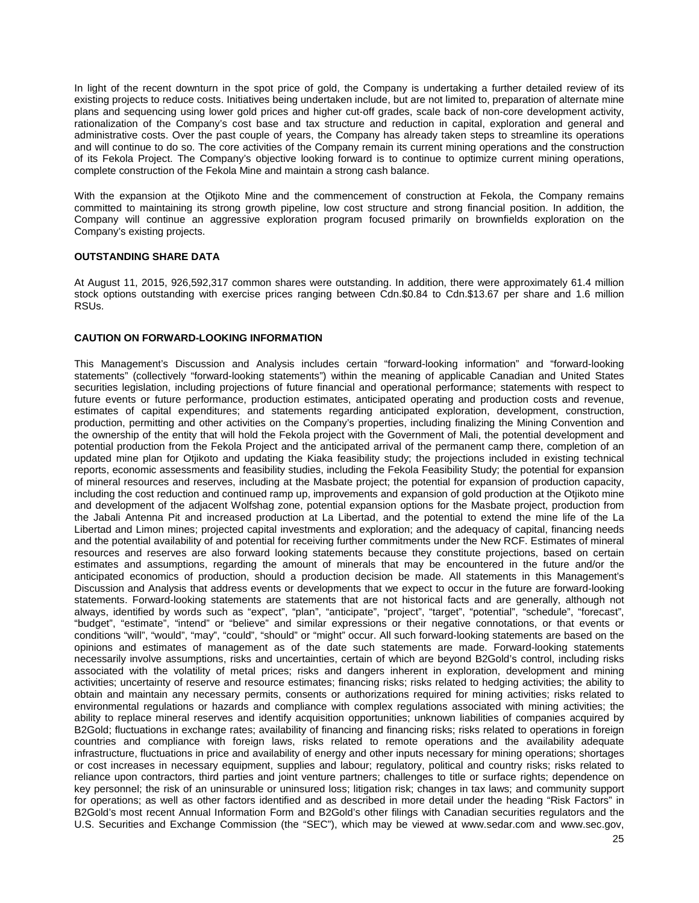In light of the recent downturn in the spot price of gold, the Company is undertaking a further detailed review of its existing projects to reduce costs. Initiatives being undertaken include, but are not limited to, preparation of alternate mine plans and sequencing using lower gold prices and higher cut-off grades, scale back of non-core development activity, rationalization of the Company's cost base and tax structure and reduction in capital, exploration and general and administrative costs. Over the past couple of years, the Company has already taken steps to streamline its operations and will continue to do so. The core activities of the Company remain its current mining operations and the construction of its Fekola Project. The Company's objective looking forward is to continue to optimize current mining operations, complete construction of the Fekola Mine and maintain a strong cash balance.

With the expansion at the Otjikoto Mine and the commencement of construction at Fekola, the Company remains committed to maintaining its strong growth pipeline, low cost structure and strong financial position. In addition, the Company will continue an aggressive exploration program focused primarily on brownfields exploration on the Company's existing projects.

## OUTSTANDING SHARE DATA

At August 11, 2015, 926,592,317 common shares were outstanding. In addition, there were approximately 61.4 million stock options outstanding with exercise prices ranging between Cdn.$0.84 to Cdn.$13.67 per share and 1.6 million RSUs.

## CAUTION ON FORWARD-LOOKING INFORMATION

This Management's Discussion and Analysis includes certain "forward-looking information" and "forward-looking statements" (collectively "forward-looking statements") within the meaning of applicable Canadian and United States securities legislation, including projections of future financial and operational performance; statements with respect to future events or future performance, production estimates, anticipated operating and production costs and revenue, estimates of capital expenditures; and statements regarding anticipated exploration, development, construction, production, permitting and other activities on the Company's properties, including finalizing the Mining Convention and the ownership of the entity that will hold the Fekola project with the Government of Mali, the potential development and potential production from the Fekola Project and the anticipated arrival of the permanent camp there, completion of an updated mine plan for Otjikoto and updating the Kiaka feasibility study; the projections included in existing technical reports, economic assessments and feasibility studies, including the Fekola Feasibility Study; the potential for expansion of mineral resources and reserves, including at the Masbate project; the potential for expansion of production capacity, including the cost reduction and continued ramp up, improvements and expansion of gold production at the Otjikoto mine and development of the adjacent Wolfshag zone, potential expansion options for the Masbate project, production from the Jabali Antenna Pit and increased production at La Libertad, and the potential to extend the mine life of the La Libertad and Limon mines; projected capital investments and exploration; and the adequacy of capital, financing needs and the potential availability of and potential for receiving further commitments under the New RCF. Estimates of mineral resources and reserves are also forward looking statements because they constitute projections, based on certain estimates and assumptions, regarding the amount of minerals that may be encountered in the future and/or the anticipated economics of production, should a production decision be made. All statements in this Management's Discussion and Analysis that address events or developments that we expect to occur in the future are forward-looking statements. Forward-looking statements are statements that are not historical facts and are generally, although not always, identified by words such as "expect", "plan", "anticipate", "project", "target", "potential", "schedule", "forecast", "budget", "estimate", "intend" or "believe" and similar expressions or their negative connotations, or that events or conditions "will", "would", "may", "could", "should" or "might" occur. All such forward-looking statements are based on the opinions and estimates of management as of the date such statements are made. Forward-looking statements necessarily involve assumptions, risks and uncertainties, certain of which are beyond B2Gold's control, including risks associated with the volatility of metal prices; risks and dangers inherent in exploration, development and mining activities; uncertainty of reserve and resource estimates; financing risks; risks related to hedging activities; the ability to obtain and maintain any necessary permits, consents or authorizations required for mining activities; risks related to environmental regulations or hazards and compliance with complex regulations associated with mining activities; the ability to replace mineral reserves and identify acquisition opportunities; unknown liabilities of companies acquired by B2Gold; fluctuations in exchange rates; availability of financing and financing risks; risks related to operations in foreign countries and compliance with foreign laws, risks related to remote operations and the availability adequate infrastructure, fluctuations in price and availability of energy and other inputs necessary for mining operations; shortages or cost increases in necessary equipment, supplies and labour; regulatory, political and country risks; risks related to reliance upon contractors, third parties and joint venture partners; challenges to title or surface rights; dependence on key personnel; the risk of an uninsurable or uninsured loss; litigation risk; changes in tax laws; and community support for operations; as well as other factors identified and as described in more detail under the heading "Risk Factors" in B2Gold's most recent Annual Information Form and B2Gold's other filings with Canadian securities regulators and the U.S. Securities and Exchange Commission (the "SEC"), which may be viewed at www.sedar.com and www.sec.gov,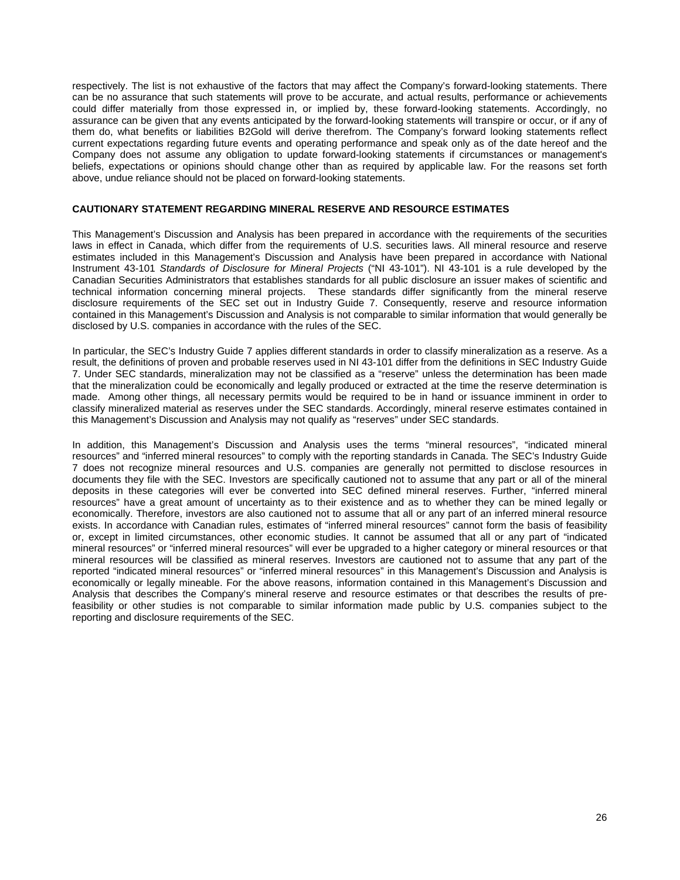respectively. The list is not exhaustive of the factors that may affect the Company's forward-looking statements. There can be no assurance that such statements will prove to be accurate, and actual results, performance or achievements could differ materially from those expressed in, or implied by, these forward-looking statements. Accordingly, no assurance can be given that any events anticipated by the forward-looking statements will transpire or occur, or if any of them do, what benefits or liabilities B2Gold will derive therefrom. The Company's forward looking statements reflect current expectations regarding future events and operating performance and speak only as of the date hereof and the Company does not assume any obligation to update forward-looking statements if circumstances or management's beliefs, expectations or opinions should change other than as required by applicable law. For the reasons set forth above, undue reliance should not be placed on forward-looking statements.

## CAUTIONARY STATEMENT REGARDING MINERAL RESERVE AND RESOURCE ESTIMATES

This Management's Discussion and Analysis has been prepared in accordance with the requirements of the securities laws in effect in Canada, which differ from the requirements of U.S. securities laws. All mineral resource and reserve estimates included in this Management's Discussion and Analysis have been prepared in accordance with National Instrument 43-101 *Standards of Disclosure for Mineral Projects* ("NI 43-101"). NI 43-101 is a rule developed by the Canadian Securities Administrators that establishes standards for all public disclosure an issuer makes of scientific and technical information concerning mineral projects. These standards differ significantly from the mineral reserve disclosure requirements of the SEC set out in Industry Guide 7. Consequently, reserve and resource information contained in this Management's Discussion and Analysis is not comparable to similar information that would generally be disclosed by U.S. companies in accordance with the rules of the SEC.

In particular, the SEC's Industry Guide 7 applies different standards in order to classify mineralization as a reserve. As a result, the definitions of proven and probable reserves used in NI 43-101 differ from the definitions in SEC Industry Guide 7. Under SEC standards, mineralization may not be classified as a "reserve" unless the determination has been made that the mineralization could be economically and legally produced or extracted at the time the reserve determination is made. Among other things, all necessary permits would be required to be in hand or issuance imminent in order to classify mineralized material as reserves under the SEC standards. Accordingly, mineral reserve estimates contained in this Management's Discussion and Analysis may not qualify as "reserves" under SEC standards.

In addition, this Management's Discussion and Analysis uses the terms "mineral resources", "indicated mineral resources" and "inferred mineral resources" to comply with the reporting standards in Canada. The SEC's Industry Guide 7 does not recognize mineral resources and U.S. companies are generally not permitted to disclose resources in documents they file with the SEC. Investors are specifically cautioned not to assume that any part or all of the mineral deposits in these categories will ever be converted into SEC defined mineral reserves. Further, "inferred mineral resources" have a great amount of uncertainty as to their existence and as to whether they can be mined legally or economically. Therefore, investors are also cautioned not to assume that all or any part of an inferred mineral resource exists. In accordance with Canadian rules, estimates of "inferred mineral resources" cannot form the basis of feasibility or, except in limited circumstances, other economic studies. It cannot be assumed that all or any part of "indicated mineral resources" or "inferred mineral resources" will ever be upgraded to a higher category or mineral resources or that mineral resources will be classified as mineral reserves. Investors are cautioned not to assume that any part of the reported "indicated mineral resources" or "inferred mineral resources" in this Management's Discussion and Analysis is economically or legally mineable. For the above reasons, information contained in this Management's Discussion and Analysis that describes the Company's mineral reserve and resource estimates or that describes the results of pre-feasibility or other studies is not comparable to similar information made public by U.S. companies subject to the reporting and disclosure requirements of the SEC.